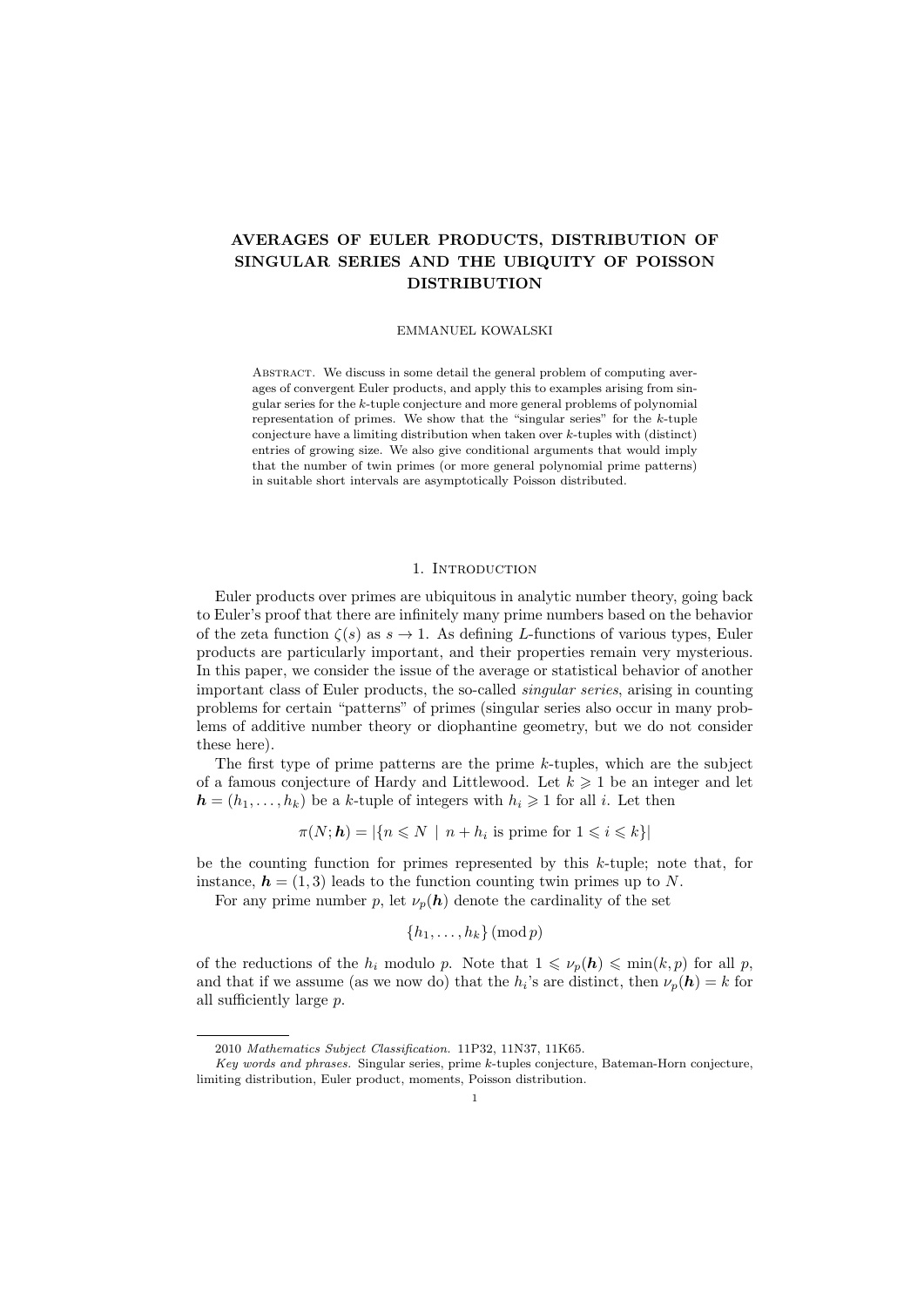# AVERAGES OF EULER PRODUCTS, DISTRIBUTION OF SINGULAR SERIES AND THE UBIQUITY OF POISSON DISTRIBUTION

EMMANUEL KOWALSKI

Abstract. We discuss in some detail the general problem of computing averages of convergent Euler products, and apply this to examples arising from singular series for the $k$-tuple conjecture and more general problems of polynomial representation of primes. We show that the "singular series" for the $k$-tuple conjecture have a limiting distribution when taken over $k$-tuples with (distinct) entries of growing size. We also give conditional arguments that would imply that the number of twin primes (or more general polynomial prime patterns) in suitable short intervals are asymptotically Poisson distributed.

## 1. Introduction

Euler products over primes are ubiquitous in analytic number theory, going back to Euler's proof that there are infinitely many prime numbers based on the behavior of the zeta function $\zeta(s)$ as $s \to 1$. As defining $L$-functions of various types, Euler products are particularly important, and their properties remain very mysterious. In this paper, we consider the issue of the average or statistical behavior of another important class of Euler products, the so-called *singular series*, arising in counting problems for certain "patterns" of primes (singular series also occur in many problems of additive number theory or diophantine geometry, but we do not consider these here).

The first type of prime patterns are the prime $k$-tuples, which are the subject of a famous conjecture of Hardy and Littlewood. Let $k \geqslant 1$ be an integer and let $\boldsymbol{h} = (h_1, \ldots, h_k)$ be a $k$-tuple of integers with $h_i \geqslant 1$ for all $i$. Let then

$$\pi(N; \boldsymbol{h}) = |\{n \leqslant N \mid n + h_i \text{ is prime for } 1 \leqslant i \leqslant k\}|$$

be the counting function for primes represented by this $k$-tuple; note that, for instance, $\boldsymbol{h} = (1, 3)$ leads to the function counting twin primes up to $N$.

For any prime number $p$, let $\nu_p(\boldsymbol{h})$ denote the cardinality of the set

$$\{h_1, \ldots, h_k\} \pmod{p}$$

of the reductions of the $h_i$ modulo $p$. Note that $1 \leqslant \nu_p(\boldsymbol{h}) \leqslant \min(k, p)$ for all $p$, and that if we assume (as we now do) that the $h_i$'s are distinct, then $\nu_p(\boldsymbol{h}) = k$ for all sufficiently large $p$.

2010 *Mathematics Subject Classification.* 11P32, 11N37, 11K65.

*Key words and phrases.* Singular series, prime $k$-tuples conjecture, Bateman-Horn conjecture, limiting distribution, Euler product, moments, Poisson distribution.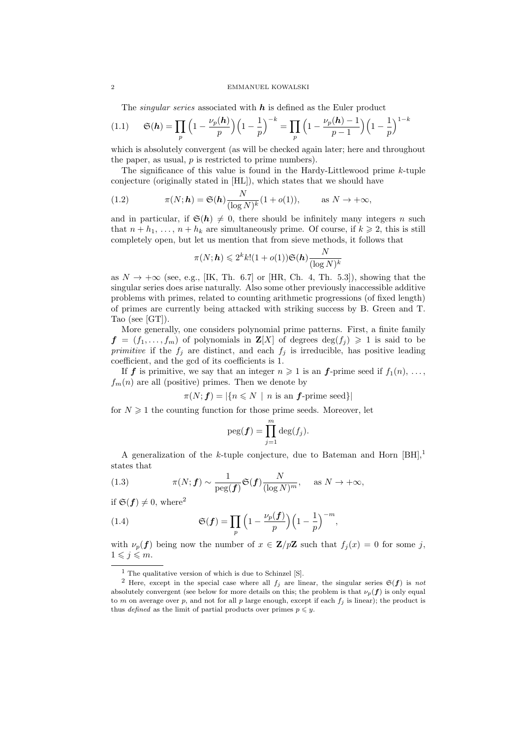The *singular series* associated with $\boldsymbol{h}$ is defined as the Euler product

$$\mathfrak{S}(\boldsymbol{h}) = \prod_p \Bigl(1 - \frac{\nu_p(\boldsymbol{h})}{p}\Bigr)\Bigl(1-\frac{1}{p}\Bigr)^{-k} = \prod_p \Bigl(1 - \frac{\nu_p(\boldsymbol{h})-1}{p-1}\Bigr)\Bigl(1-\frac{1}{p}\Bigr)^{1-k} \tag{1.1}$$

which is absolutely convergent (as will be checked again later; here and throughout the paper, as usual, $p$ is restricted to prime numbers).

The significance of this value is found in the Hardy-Littlewood prime $k$-tuple conjecture (originally stated in [HL]), which states that we should have

$$\pi(N;\boldsymbol{h}) = \mathfrak{S}(\boldsymbol{h})\frac{N}{(\log N)^k}(1+o(1)), \qquad \text{as } N \to +\infty, \tag{1.2}$$

and in particular, if $\mathfrak{S}(\boldsymbol{h}) \neq 0$, there should be infinitely many integers $n$ such that $n+h_1, \ldots, n+h_k$ are simultaneously prime. Of course, if $k \geqslant 2$, this is still completely open, but let us mention that from sieve methods, it follows that

$$\pi(N;\boldsymbol{h}) \leqslant 2^k k!(1+o(1))\mathfrak{S}(\boldsymbol{h})\frac{N}{(\log N)^k}$$

as $N \to +\infty$ (see, e.g., [IK, Th. 6.7] or [HR, Ch. 4, Th. 5.3]), showing that the singular series does arise naturally. Also some other previously inaccessible additive problems with primes, related to counting arithmetic progressions (of fixed length) of primes are currently being attacked with striking success by B. Green and T. Tao (see [GT]).

More generally, one considers polynomial prime patterns. First, a finite family $\boldsymbol{f} = (f_1, \ldots, f_m)$ of polynomials in $\mathbf{Z}[X]$ of degrees $\deg(f_j) \geqslant 1$ is said to be *primitive* if the $f_j$ are distinct, and each $f_j$ is irreducible, has positive leading coefficient, and the gcd of its coefficients is 1.

If $\boldsymbol{f}$ is primitive, we say that an integer $n \geqslant 1$ is an $\boldsymbol{f}$-prime seed if $f_1(n), \ldots, f_m(n)$ are all (positive) primes. Then we denote by

$$\pi(N;\boldsymbol{f}) = |\{n \leqslant N \mid n \text{ is an } \boldsymbol{f}\text{-prime seed}\}|$$

for $N \geqslant 1$ the counting function for those prime seeds. Moreover, let

$$\mathrm{peg}(\boldsymbol{f}) = \prod_{j=1}^{m} \deg(f_j).$$

A generalization of the $k$-tuple conjecture, due to Bateman and Horn [BH],[1] states that

$$\pi(N;\boldsymbol{f}) \sim \frac{1}{\mathrm{peg}(\boldsymbol{f})}\mathfrak{S}(\boldsymbol{f})\frac{N}{(\log N)^m}, \quad \text{as } N \to +\infty, \tag{1.3}$$

if $\mathfrak{S}(\boldsymbol{f}) \neq 0$, where[2]

$$\mathfrak{S}(\boldsymbol{f}) = \prod_p \Bigl(1 - \frac{\nu_p(\boldsymbol{f})}{p}\Bigr)\Bigl(1-\frac{1}{p}\Bigr)^{-m}, \tag{1.4}$$

with $\nu_p(\boldsymbol{f})$ being now the number of $x \in \mathbf{Z}/p\mathbf{Z}$ such that $f_j(x) = 0$ for some $j$, $1 \leqslant j \leqslant m$.

---

[1] The qualitative version of which is due to Schinzel [S].

[2] Here, except in the special case where all $f_j$ are linear, the singular series $\mathfrak{S}(\boldsymbol{f})$ is *not* absolutely convergent (see below for more details on this; the problem is that $\nu_p(\boldsymbol{f})$ is only equal to $m$ on average over $p$, and not for all $p$ large enough, except if each $f_j$ is linear); the product is thus *defined* as the limit of partial products over primes $p \leqslant y$.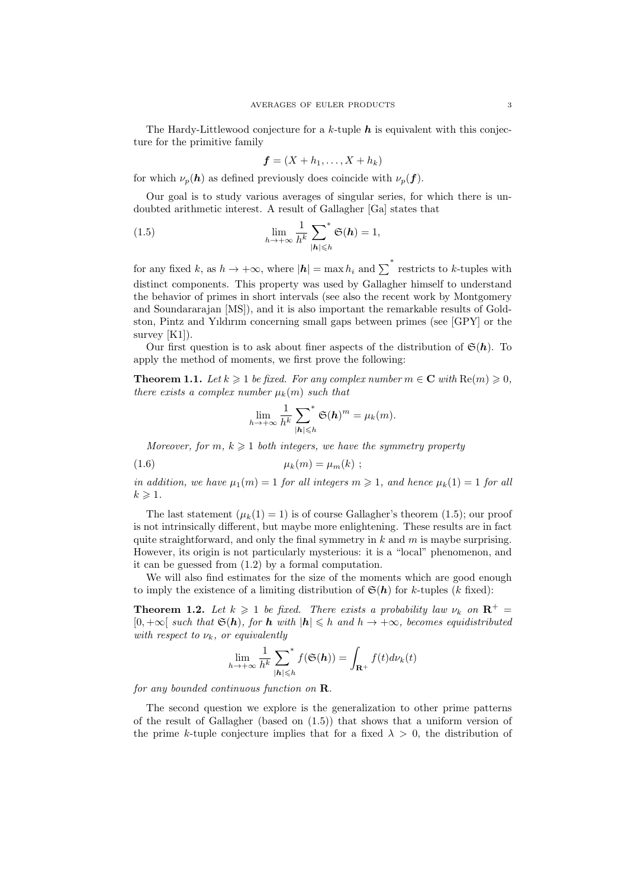The Hardy-Littlewood conjecture for a $k$-tuple $\boldsymbol{h}$ is equivalent with this conjecture for the primitive family

$$\boldsymbol{f} = (X + h_1, \ldots, X + h_k)$$

for which $\nu_p(\boldsymbol{h})$ as defined previously does coincide with $\nu_p(\boldsymbol{f})$.

Our goal is to study various averages of singular series, for which there is undoubted arithmetic interest. A result of Gallagher [Ga] states that

$$\lim_{h \to +\infty} \frac{1}{h^k} \sideset{}{^*}\sum_{|\boldsymbol{h}| \leqslant h} \mathfrak{S}(\boldsymbol{h}) = 1, \tag{1.5}$$

for any fixed $k$, as $h \to +\infty$, where $|\boldsymbol{h}| = \max h_i$ and $\sum^*$ restricts to $k$-tuples with distinct components. This property was used by Gallagher himself to understand the behavior of primes in short intervals (see also the recent work by Montgomery and Soundararajan [MS]), and it is also important the remarkable results of Goldston, Pintz and Yıldırım concerning small gaps between primes (see [GPY] or the survey [K1]).

Our first question is to ask about finer aspects of the distribution of $\mathfrak{S}(\boldsymbol{h})$. To apply the method of moments, we first prove the following:

**Theorem 1.1.** *Let $k \geqslant 1$ be fixed. For any complex number $m \in \mathbf{C}$ with $\mathrm{Re}(m) \geqslant 0$, there exists a complex number $\mu_k(m)$ such that*

$$\lim_{h \to +\infty} \frac{1}{h^k} \sideset{}{^*}\sum_{|\boldsymbol{h}| \leqslant h} \mathfrak{S}(\boldsymbol{h})^m = \mu_k(m).$$

*Moreover, for $m$, $k \geqslant 1$ both integers, we have the symmetry property*

$$\mu_k(m) = \mu_m(k) \ ; \tag{1.6}$$

*in addition, we have $\mu_1(m) = 1$ for all integers $m \geqslant 1$, and hence $\mu_k(1) = 1$ for all $k \geqslant 1$.*

The last statement ($\mu_k(1) = 1$) is of course Gallagher's theorem (1.5); our proof is not intrinsically different, but maybe more enlightening. These results are in fact quite straightforward, and only the final symmetry in $k$ and $m$ is maybe surprising. However, its origin is not particularly mysterious: it is a "local" phenomenon, and it can be guessed from (1.2) by a formal computation.

We will also find estimates for the size of the moments which are good enough to imply the existence of a limiting distribution of $\mathfrak{S}(\boldsymbol{h})$ for $k$-tuples ($k$ fixed):

**Theorem 1.2.** *Let $k \geqslant 1$ be fixed. There exists a probability law $\nu_k$ on $\mathbf{R}^+ = [0, +\infty[$ such that $\mathfrak{S}(\boldsymbol{h})$, for $\boldsymbol{h}$ with $|\boldsymbol{h}| \leqslant h$ and $h \to +\infty$, becomes equidistributed with respect to $\nu_k$, or equivalently*

$$\lim_{h \to +\infty} \frac{1}{h^k} \sideset{}{^*}\sum_{|\boldsymbol{h}| \leqslant h} f(\mathfrak{S}(\boldsymbol{h})) = \int_{\mathbf{R}^+} f(t) d\nu_k(t)$$

*for any bounded continuous function on $\mathbf{R}$.*

The second question we explore is the generalization to other prime patterns of the result of Gallagher (based on (1.5)) that shows that a uniform version of the prime $k$-tuple conjecture implies that for a fixed $\lambda > 0$, the distribution of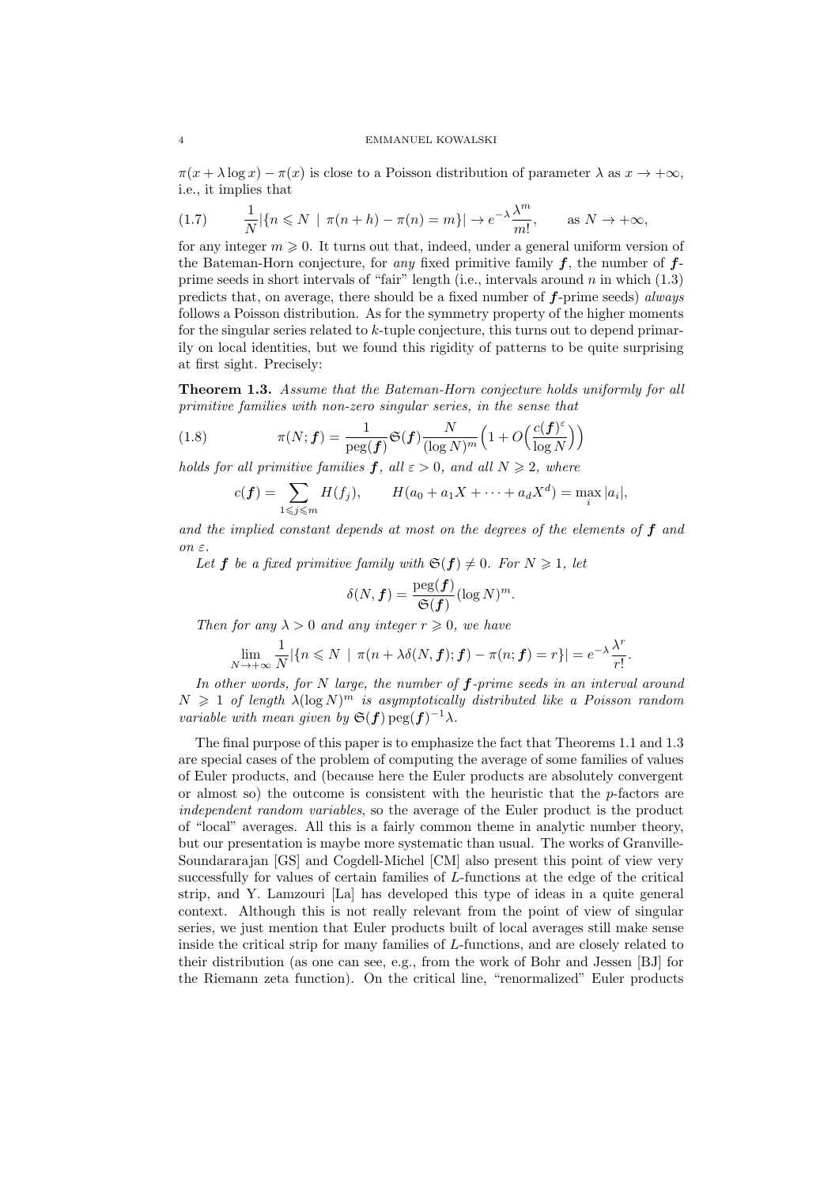$\pi(x + \lambda \log x) - \pi(x)$ is close to a Poisson distribution of parameter $\lambda$ as $x \to +\infty$, i.e., it implies that

$$\frac{1}{N}|\{n \leqslant N \mid \pi(n+h) - \pi(n) = m\}| \to e^{-\lambda}\frac{\lambda^m}{m!}, \qquad \text{as } N \to +\infty, \tag{1.7}$$

for any integer $m \geqslant 0$. It turns out that, indeed, under a general uniform version of the Bateman-Horn conjecture, for *any* fixed primitive family $\boldsymbol{f}$, the number of $\boldsymbol{f}$-prime seeds in short intervals of "fair" length (i.e., intervals around $n$ in which (1.3) predicts that, on average, there should be a fixed number of $\boldsymbol{f}$-prime seeds) *always* follows a Poisson distribution. As for the symmetry property of the higher moments for the singular series related to $k$-tuple conjecture, this turns out to depend primarily on local identities, but we found this rigidity of patterns to be quite surprising at first sight. Precisely:

**Theorem 1.3.** *Assume that the Bateman-Horn conjecture holds uniformly for all primitive families with non-zero singular series, in the sense that*

$$\pi(N; \boldsymbol{f}) = \frac{1}{\operatorname{peg}(\boldsymbol{f})}\mathfrak{S}(\boldsymbol{f})\frac{N}{(\log N)^m}\Bigl(1 + O\Bigl(\frac{c(\boldsymbol{f})^{\varepsilon}}{\log N}\Bigr)\Bigr) \tag{1.8}$$

*holds for all primitive families $\boldsymbol{f}$, all $\varepsilon > 0$, and all $N \geqslant 2$, where*

$$c(\boldsymbol{f}) = \sum_{1 \leqslant j \leqslant m} H(f_j), \qquad H(a_0 + a_1X + \cdots + a_dX^d) = \max_i |a_i|,$$

*and the implied constant depends at most on the degrees of the elements of $\boldsymbol{f}$ and on $\varepsilon$.*

*Let $\boldsymbol{f}$ be a fixed primitive family with $\mathfrak{S}(\boldsymbol{f}) \neq 0$. For $N \geqslant 1$, let*

$$\delta(N, \boldsymbol{f}) = \frac{\operatorname{peg}(\boldsymbol{f})}{\mathfrak{S}(\boldsymbol{f})}(\log N)^m.$$

*Then for any $\lambda > 0$ and any integer $r \geqslant 0$, we have*

$$\lim_{N \to +\infty} \frac{1}{N}|\{n \leqslant N \mid \pi(n + \lambda\delta(N, \boldsymbol{f}); \boldsymbol{f}) - \pi(n; \boldsymbol{f}) = r\}| = e^{-\lambda}\frac{\lambda^r}{r!}.$$

*In other words, for $N$ large, the number of $\boldsymbol{f}$-prime seeds in an interval around $N \geqslant 1$ of length $\lambda(\log N)^m$ is asymptotically distributed like a Poisson random variable with mean given by $\mathfrak{S}(\boldsymbol{f})\operatorname{peg}(\boldsymbol{f})^{-1}\lambda$.*

The final purpose of this paper is to emphasize the fact that Theorems 1.1 and 1.3 are special cases of the problem of computing the average of some families of values of Euler products, and (because here the Euler products are absolutely convergent or almost so) the outcome is consistent with the heuristic that the $p$-factors are *independent random variables*, so the average of the Euler product is the product of "local" averages. All this is a fairly common theme in analytic number theory, but our presentation is maybe more systematic than usual. The works of Granville-Soundararajan [GS] and Cogdell-Michel [CM] also present this point of view very successfully for values of certain families of $L$-functions at the edge of the critical strip, and Y. Lamzouri [La] has developed this type of ideas in a quite general context. Although this is not really relevant from the point of view of singular series, we just mention that Euler products built of local averages still make sense inside the critical strip for many families of $L$-functions, and are closely related to their distribution (as one can see, e.g., from the work of Bohr and Jessen [BJ] for the Riemann zeta function). On the critical line, "renormalized" Euler products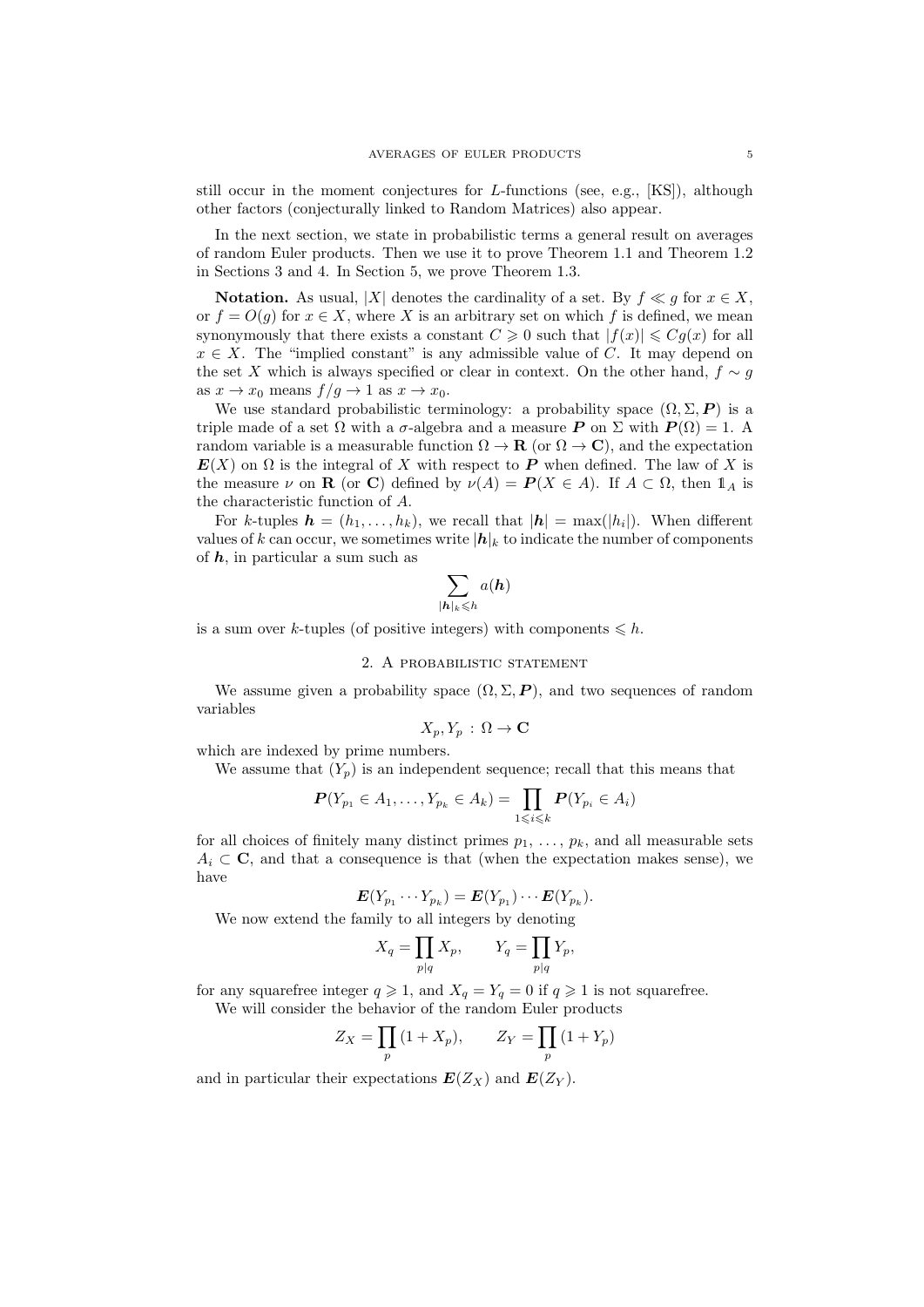still occur in the moment conjectures for $L$-functions (see, e.g., [KS]), although other factors (conjecturally linked to Random Matrices) also appear.

In the next section, we state in probabilistic terms a general result on averages of random Euler products. Then we use it to prove Theorem 1.1 and Theorem 1.2 in Sections 3 and 4. In Section 5, we prove Theorem 1.3.

**Notation.** As usual, $|X|$ denotes the cardinality of a set. By $f \ll g$ for $x \in X$, or $f = O(g)$ for $x \in X$, where $X$ is an arbitrary set on which $f$ is defined, we mean synonymously that there exists a constant $C \geqslant 0$ such that $|f(x)| \leqslant Cg(x)$ for all $x \in X$. The "implied constant" is any admissible value of $C$. It may depend on the set $X$ which is always specified or clear in context. On the other hand, $f \sim g$ as $x \to x_0$ means $f/g \to 1$ as $x \to x_0$.

We use standard probabilistic terminology: a probability space $(\Omega, \Sigma, \boldsymbol{P})$ is a triple made of a set $\Omega$ with a $\sigma$-algebra and a measure $\boldsymbol{P}$ on $\Sigma$ with $\boldsymbol{P}(\Omega) = 1$. A random variable is a measurable function $\Omega \to \mathbf{R}$ (or $\Omega \to \mathbf{C}$), and the expectation $\boldsymbol{E}(X)$ on $\Omega$ is the integral of $X$ with respect to $\boldsymbol{P}$ when defined. The law of $X$ is the measure $\nu$ on $\mathbf{R}$ (or $\mathbf{C}$) defined by $\nu(A) = \boldsymbol{P}(X \in A)$. If $A \subset \Omega$, then $\mathbb{1}_A$ is the characteristic function of $A$.

For $k$-tuples $\boldsymbol{h} = (h_1, \ldots, h_k)$, we recall that $|\boldsymbol{h}| = \max(|h_i|)$. When different values of $k$ can occur, we sometimes write $|\boldsymbol{h}|_k$ to indicate the number of components of $\boldsymbol{h}$, in particular a sum such as

$$\sum_{|\boldsymbol{h}|_k \leqslant h} a(\boldsymbol{h})$$

is a sum over $k$-tuples (of positive integers) with components $\leqslant h$.

## 2. A probabilistic statement

We assume given a probability space $(\Omega, \Sigma, \boldsymbol{P})$, and two sequences of random variables

$$X_p, Y_p \,:\, \Omega \to \mathbf{C}$$

which are indexed by prime numbers.

We assume that $(Y_p)$ is an independent sequence; recall that this means that

$$\boldsymbol{P}(Y_{p_1} \in A_1, \ldots, Y_{p_k} \in A_k) = \prod_{1 \leqslant i \leqslant k} \boldsymbol{P}(Y_{p_i} \in A_i)$$

for all choices of finitely many distinct primes $p_1, \ldots, p_k$, and all measurable sets $A_i \subset \mathbf{C}$, and that a consequence is that (when the expectation makes sense), we have

$$\boldsymbol{E}(Y_{p_1} \cdots Y_{p_k}) = \boldsymbol{E}(Y_{p_1}) \cdots \boldsymbol{E}(Y_{p_k}).$$

We now extend the family to all integers by denoting

$$X_q = \prod_{p \mid q} X_p, \qquad Y_q = \prod_{p \mid q} Y_p,$$

for any squarefree integer $q \geqslant 1$, and $X_q = Y_q = 0$ if $q \geqslant 1$ is not squarefree.

We will consider the behavior of the random Euler products

$$Z_X = \prod_p (1 + X_p), \qquad Z_Y = \prod_p (1 + Y_p)$$

and in particular their expectations $\boldsymbol{E}(Z_X)$ and $\boldsymbol{E}(Z_Y)$.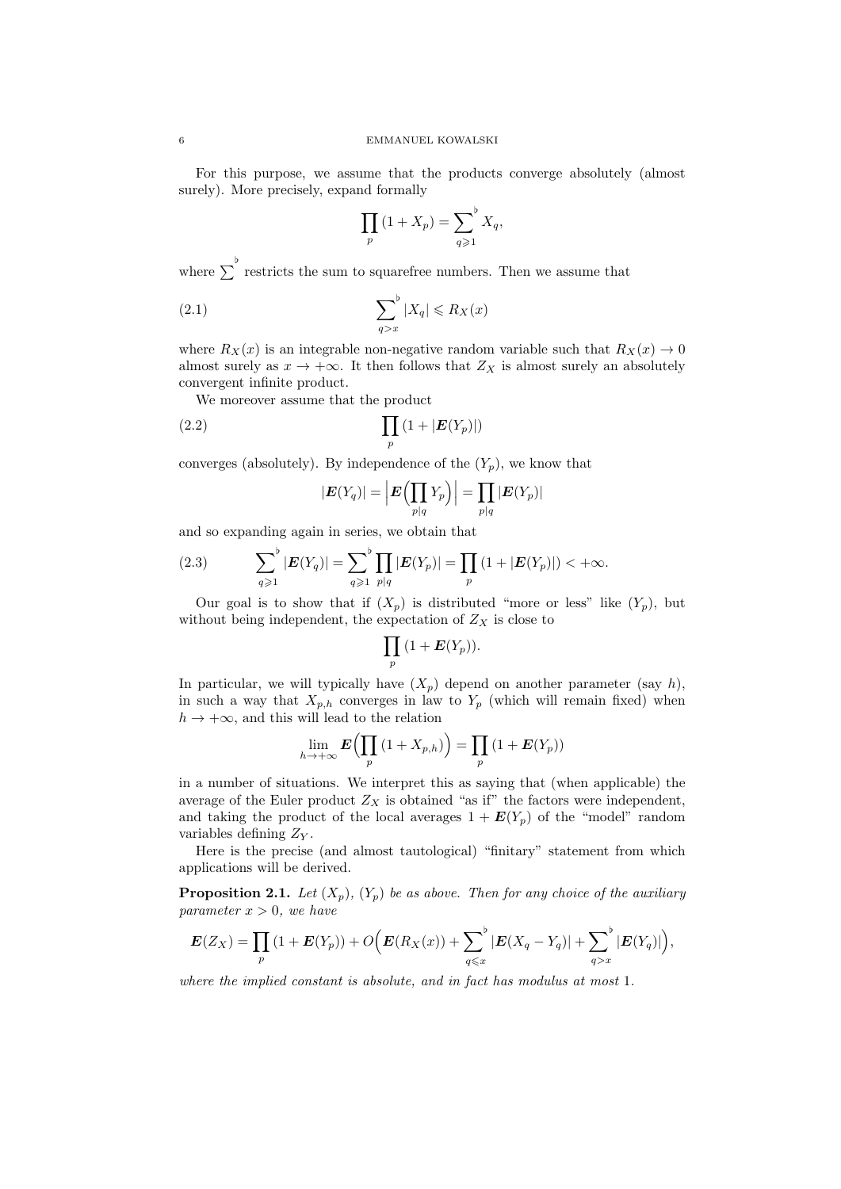For this purpose, we assume that the products converge absolutely (almost surely). More precisely, expand formally

$$\prod_p (1 + X_p) = \sum_{q \geqslant 1}^{\flat} X_q,$$

where $\sum^{\flat}$ restricts the sum to squarefree numbers. Then we assume that

$$\sum_{q > x}^{\flat} |X_q| \leqslant R_X(x) \tag{2.1}$$

where $R_X(x)$ is an integrable non-negative random variable such that $R_X(x) \to 0$ almost surely as $x \to +\infty$. It then follows that $Z_X$ is almost surely an absolutely convergent infinite product.

We moreover assume that the product

$$\prod_p (1 + |\boldsymbol{E}(Y_p)|) \tag{2.2}$$

converges (absolutely). By independence of the $(Y_p)$, we know that

$$|\boldsymbol{E}(Y_q)| = \Big| \boldsymbol{E}\Big( \prod_{p \mid q} Y_p \Big) \Big| = \prod_{p \mid q} |\boldsymbol{E}(Y_p)|$$

and so expanding again in series, we obtain that

$$\sum_{q \geqslant 1}^{\flat} |\boldsymbol{E}(Y_q)| = \sum_{q \geqslant 1}^{\flat} \prod_{p \mid q} |\boldsymbol{E}(Y_p)| = \prod_p (1 + |\boldsymbol{E}(Y_p)|) < +\infty. \tag{2.3}$$

Our goal is to show that if $(X_p)$ is distributed "more or less" like $(Y_p)$, but without being independent, the expectation of $Z_X$ is close to

$$\prod_p (1 + \boldsymbol{E}(Y_p)).$$

In particular, we will typically have $(X_p)$ depend on another parameter (say $h$), in such a way that $X_{p,h}$ converges in law to $Y_p$ (which will remain fixed) when $h \to +\infty$, and this will lead to the relation

$$\lim_{h \to +\infty} \boldsymbol{E}\Big( \prod_p (1 + X_{p,h}) \Big) = \prod_p (1 + \boldsymbol{E}(Y_p))$$

in a number of situations. We interpret this as saying that (when applicable) the average of the Euler product $Z_X$ is obtained "as if" the factors were independent, and taking the product of the local averages $1 + \boldsymbol{E}(Y_p)$ of the "model" random variables defining $Z_Y$.

Here is the precise (and almost tautological) "finitary" statement from which applications will be derived.

**Proposition 2.1.** *Let $(X_p)$, $(Y_p)$ be as above. Then for any choice of the auxiliary parameter $x > 0$, we have*

$$\boldsymbol{E}(Z_X) = \prod_p (1 + \boldsymbol{E}(Y_p)) + O\Big( \boldsymbol{E}(R_X(x)) + \sum_{q \leqslant x}^{\flat} |\boldsymbol{E}(X_q - Y_q)| + \sum_{q > x}^{\flat} |\boldsymbol{E}(Y_q)| \Big),$$

*where the implied constant is absolute, and in fact has modulus at most 1.*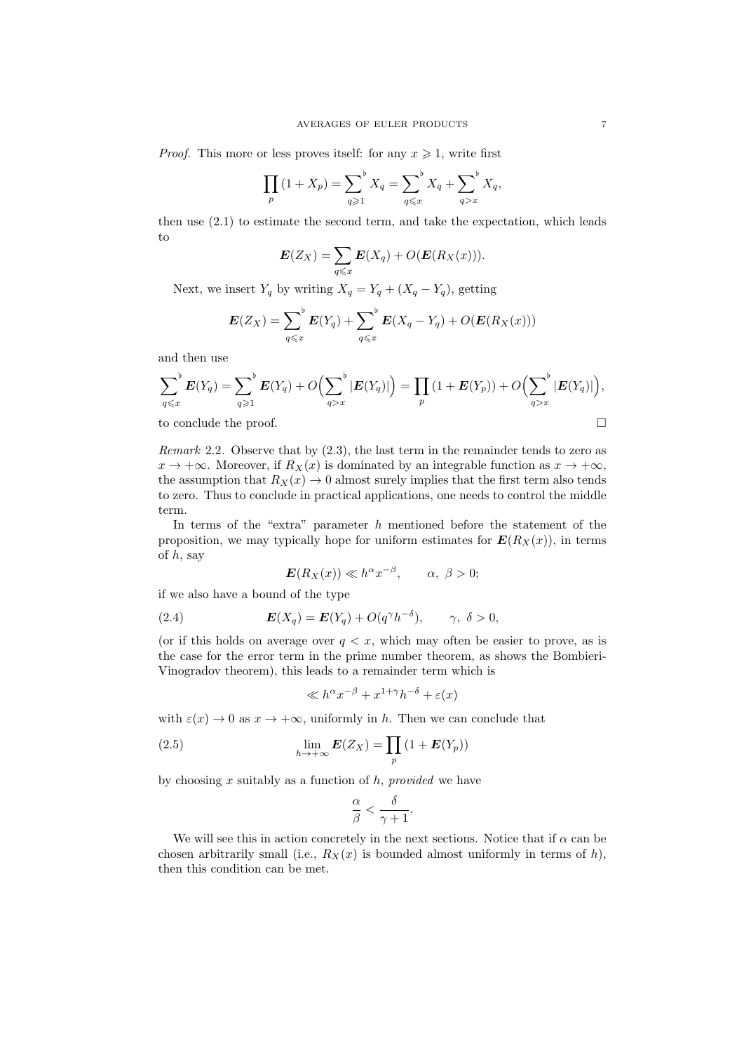*Proof.* This more or less proves itself: for any $x \geqslant 1$, write first

$$\prod_p (1 + X_p) = \sum_{q \geqslant 1}^{\flat} X_q = \sum_{q \leqslant x}^{\flat} X_q + \sum_{q > x}^{\flat} X_q,$$

then use (2.1) to estimate the second term, and take the expectation, which leads to

$$\boldsymbol{E}(Z_X) = \sum_{q \leqslant x} \boldsymbol{E}(X_q) + O(\boldsymbol{E}(R_X(x))).$$

Next, we insert $Y_q$ by writing $X_q = Y_q + (X_q - Y_q)$, getting

$$\boldsymbol{E}(Z_X) = \sum_{q \leqslant x}^{\flat} \boldsymbol{E}(Y_q) + \sum_{q \leqslant x}^{\flat} \boldsymbol{E}(X_q - Y_q) + O(\boldsymbol{E}(R_X(x)))$$

and then use

$$\sum_{q \leqslant x}^{\flat} \boldsymbol{E}(Y_q) = \sum_{q \geqslant 1}^{\flat} \boldsymbol{E}(Y_q) + O\Bigl(\sum_{q > x}^{\flat} |\boldsymbol{E}(Y_q)|\Bigr) = \prod_p (1 + \boldsymbol{E}(Y_p)) + O\Bigl(\sum_{q > x}^{\flat} |\boldsymbol{E}(Y_q)|\Bigr),$$

to conclude the proof. $\square$

*Remark* 2.2. Observe that by (2.3), the last term in the remainder tends to zero as $x \to +\infty$. Moreover, if $R_X(x)$ is dominated by an integrable function as $x \to +\infty$, the assumption that $R_X(x) \to 0$ almost surely implies that the first term also tends to zero. Thus to conclude in practical applications, one needs to control the middle term.

In terms of the "extra" parameter $h$ mentioned before the statement of the proposition, we may typically hope for uniform estimates for $\boldsymbol{E}(R_X(x))$, in terms of $h$, say

$$\boldsymbol{E}(R_X(x)) \ll h^{\alpha} x^{-\beta}, \qquad \alpha,\ \beta > 0;$$

if we also have a bound of the type

$$\boldsymbol{E}(X_q) = \boldsymbol{E}(Y_q) + O(q^{\gamma} h^{-\delta}), \qquad \gamma,\ \delta > 0, \tag{2.4}$$

(or if this holds on average over $q < x$, which may often be easier to prove, as is the case for the error term in the prime number theorem, as shows the Bombieri-Vinogradov theorem), this leads to a remainder term which is

$$\ll h^{\alpha} x^{-\beta} + x^{1+\gamma} h^{-\delta} + \varepsilon(x)$$

with $\varepsilon(x) \to 0$ as $x \to +\infty$, uniformly in $h$. Then we can conclude that

$$\lim_{h \to +\infty} \boldsymbol{E}(Z_X) = \prod_p (1 + \boldsymbol{E}(Y_p)) \tag{2.5}$$

by choosing $x$ suitably as a function of $h$, *provided* we have

$$\frac{\alpha}{\beta} < \frac{\delta}{\gamma + 1}.$$

We will see this in action concretely in the next sections. Notice that if $\alpha$ can be chosen arbitrarily small (i.e., $R_X(x)$ is bounded almost uniformly in terms of $h$), then this condition can be met.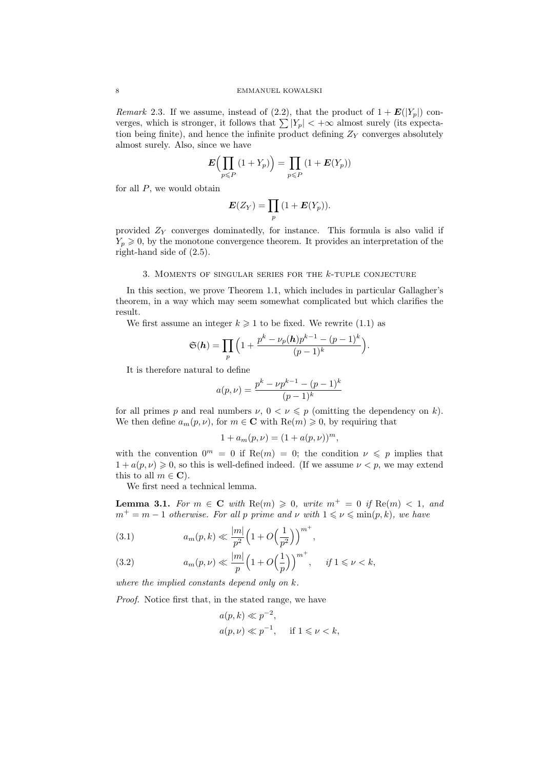*Remark* 2.3. If we assume, instead of (2.2), that the product of $1 + \boldsymbol{E}(|Y_p|)$ converges, which is stronger, it follows that $\sum |Y_p| < +\infty$ almost surely (its expectation being finite), and hence the infinite product defining $Z_Y$ converges absolutely almost surely. Also, since we have

$$\boldsymbol{E}\Big(\prod_{p\leqslant P}(1+Y_p)\Big) = \prod_{p\leqslant P}(1+\boldsymbol{E}(Y_p))$$

for all $P$, we would obtain

$$\boldsymbol{E}(Z_Y) = \prod_{p}(1+\boldsymbol{E}(Y_p)).$$

provided $Z_Y$ converges dominatedly, for instance. This formula is also valid if $Y_p \geqslant 0$, by the monotone convergence theorem. It provides an interpretation of the right-hand side of (2.5).

## 3. Moments of singular series for the $k$-tuple conjecture

In this section, we prove Theorem 1.1, which includes in particular Gallagher's theorem, in a way which may seem somewhat complicated but which clarifies the result.

We first assume an integer $k \geqslant 1$ to be fixed. We rewrite (1.1) as

$$\mathfrak{S}(\boldsymbol{h}) = \prod_p \Big(1 + \frac{p^k - \nu_p(\boldsymbol{h})p^{k-1} - (p-1)^k}{(p-1)^k}\Big).$$

It is therefore natural to define

$$a(p,\nu) = \frac{p^k - \nu p^{k-1} - (p-1)^k}{(p-1)^k}$$

for all primes $p$ and real numbers $\nu$, $0 < \nu \leqslant p$ (omitting the dependency on $k$). We then define $a_m(p,\nu)$, for $m \in \mathbf{C}$ with $\mathrm{Re}(m) \geqslant 0$, by requiring that

$$1 + a_m(p,\nu) = (1 + a(p,\nu))^m,$$

with the convention $0^m = 0$ if $\mathrm{Re}(m) = 0$; the condition $\nu \leqslant p$ implies that $1 + a(p,\nu) \geqslant 0$, so this is well-defined indeed. (If we assume $\nu < p$, we may extend this to all $m \in \mathbf{C}$).

We first need a technical lemma.

**Lemma 3.1.** *For $m \in \mathbf{C}$ with $\mathrm{Re}(m) \geqslant 0$, write $m^+ = 0$ if $\mathrm{Re}(m) < 1$, and $m^+ = m - 1$ otherwise. For all $p$ prime and $\nu$ with $1 \leqslant \nu \leqslant \min(p,k)$, we have*

$$a_m(p,k) \ll \frac{|m|}{p^2}\Big(1 + O\Big(\frac{1}{p^2}\Big)\Big)^{m^+}, \tag{3.1}$$

$$a_m(p,\nu) \ll \frac{|m|}{p}\Big(1 + O\Big(\frac{1}{p}\Big)\Big)^{m^+}, \quad \text{if } 1 \leqslant \nu < k, \tag{3.2}$$

*where the implied constants depend only on $k$.*

*Proof.* Notice first that, in the stated range, we have

$$a(p,k) \ll p^{-2},$$
$$a(p,\nu) \ll p^{-1}, \quad \text{if } 1 \leqslant \nu < k,$$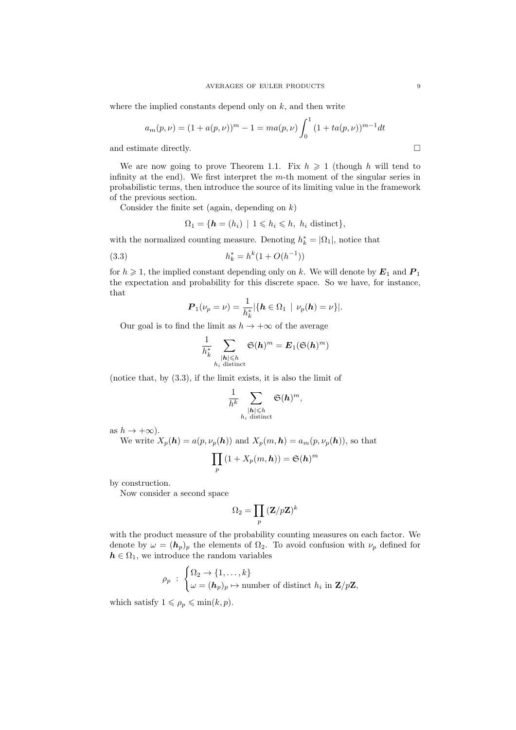where the implied constants depend only on $k$, and then write

$$a_m(p,\nu) = (1 + a(p,\nu))^m - 1 = m a(p,\nu) \int_0^1 (1 + t a(p,\nu))^{m-1} dt$$

and estimate directly. $\square$

We are now going to prove Theorem 1.1. Fix $h \geqslant 1$ (though $h$ will tend to infinity at the end). We first interpret the $m$-th moment of the singular series in probabilistic terms, then introduce the source of its limiting value in the framework of the previous section.

Consider the finite set (again, depending on $k$)

$$\Omega_1 = \{\boldsymbol{h} = (h_i) \mid 1 \leqslant h_i \leqslant h,\ h_i \text{ distinct}\},$$

with the normalized counting measure. Denoting $h_k^* = |\Omega_1|$, notice that

$$h_k^* = h^k(1 + O(h^{-1})) \tag{3.3}$$

for $h \geqslant 1$, the implied constant depending only on $k$. We will denote by $\boldsymbol{E}_1$ and $\boldsymbol{P}_1$ the expectation and probability for this discrete space. So we have, for instance, that

$$\boldsymbol{P}_1(\nu_p = \nu) = \frac{1}{h_k^*} |\{\boldsymbol{h} \in \Omega_1 \mid \nu_p(\boldsymbol{h}) = \nu\}|.$$

Our goal is to find the limit as $h \to +\infty$ of the average

$$\frac{1}{h_k^*} \sum_{\substack{|\boldsymbol{h}| \leqslant h \\ h_i \text{ distinct}}} \mathfrak{S}(\boldsymbol{h})^m = \boldsymbol{E}_1(\mathfrak{S}(\boldsymbol{h})^m)$$

(notice that, by (3.3), if the limit exists, it is also the limit of

$$\frac{1}{h^k} \sum_{\substack{|\boldsymbol{h}| \leqslant h \\ h_i \text{ distinct}}} \mathfrak{S}(\boldsymbol{h})^m,$$

as $h \to +\infty$).

We write $X_p(\boldsymbol{h}) = a(p, \nu_p(\boldsymbol{h}))$ and $X_p(m, \boldsymbol{h}) = a_m(p, \nu_p(\boldsymbol{h}))$, so that

$$\prod_p (1 + X_p(m, \boldsymbol{h})) = \mathfrak{S}(\boldsymbol{h})^m$$

by construction.

Now consider a second space

$$\Omega_2 = \prod_p (\mathbf{Z}/p\mathbf{Z})^k$$

with the product measure of the probability counting measures on each factor. We denote by $\omega = (\boldsymbol{h}_p)_p$ the elements of $\Omega_2$. To avoid confusion with $\nu_p$ defined for $\boldsymbol{h} \in \Omega_1$, we introduce the random variables

$$\rho_p\ :\ \begin{cases} \Omega_2 \to \{1, \ldots, k\} \\ \omega = (\boldsymbol{h}_p)_p \mapsto \text{number of distinct } h_i \text{ in } \mathbf{Z}/p\mathbf{Z}, \end{cases}$$

which satisfy $1 \leqslant \rho_p \leqslant \min(k, p)$.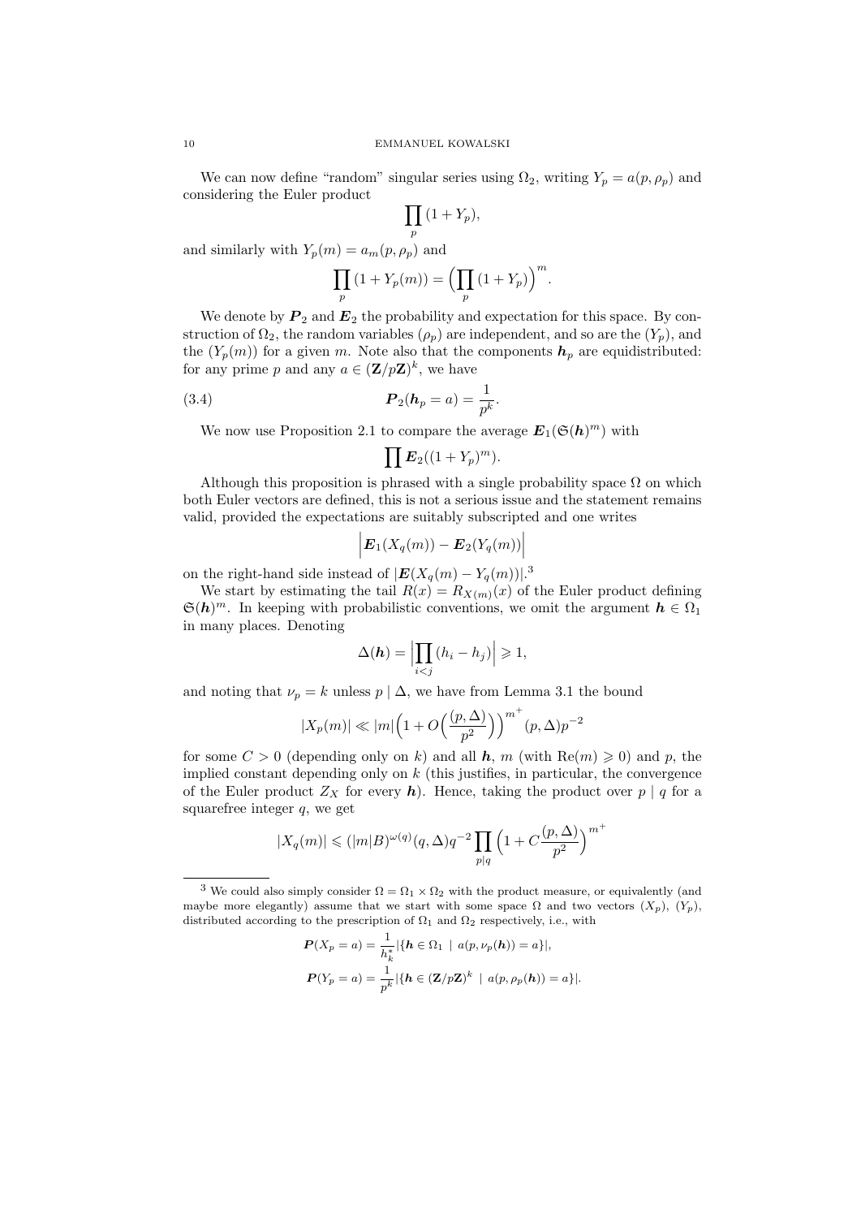We can now define "random" singular series using $\Omega_2$, writing $Y_p = a(p, \rho_p)$ and considering the Euler product

$$\prod_p (1 + Y_p),$$

and similarly with $Y_p(m) = a_m(p, \rho_p)$ and

$$\prod_p (1 + Y_p(m)) = \Big(\prod_p (1 + Y_p)\Big)^m.$$

We denote by $\boldsymbol{P}_2$ and $\boldsymbol{E}_2$ the probability and expectation for this space. By construction of $\Omega_2$, the random variables $(\rho_p)$ are independent, and so are the $(Y_p)$, and the $(Y_p(m))$ for a given $m$. Note also that the components $\boldsymbol{h}_p$ are equidistributed: for any prime $p$ and any $a \in (\mathbf{Z}/p\mathbf{Z})^k$, we have

$$\boldsymbol{P}_2(\boldsymbol{h}_p = a) = \frac{1}{p^k}. \tag{3.4}$$

We now use Proposition 2.1 to compare the average $\boldsymbol{E}_1(\mathfrak{S}(\boldsymbol{h})^m)$ with

$$\prod \boldsymbol{E}_2((1 + Y_p)^m).$$

Although this proposition is phrased with a single probability space $\Omega$ on which both Euler vectors are defined, this is not a serious issue and the statement remains valid, provided the expectations are suitably subscripted and one writes

$$\Big|\boldsymbol{E}_1(X_q(m)) - \boldsymbol{E}_2(Y_q(m))\Big|$$

on the right-hand side instead of $|\boldsymbol{E}(X_q(m) - Y_q(m))|$.[3]

We start by estimating the tail $R(x) = R_{X(m)}(x)$ of the Euler product defining $\mathfrak{S}(\boldsymbol{h})^m$. In keeping with probabilistic conventions, we omit the argument $\boldsymbol{h} \in \Omega_1$ in many places. Denoting

$$\Delta(\boldsymbol{h}) = \Big|\prod_{i<j} (h_i - h_j)\Big| \geqslant 1,$$

and noting that $\nu_p = k$ unless $p \mid \Delta$, we have from Lemma 3.1 the bound

$$|X_p(m)| \ll |m| \Big(1 + O\Big(\frac{(p,\Delta)}{p^2}\Big)\Big)^{m^+} (p,\Delta) p^{-2}$$

for some $C > 0$ (depending only on $k$) and all $\boldsymbol{h}$, $m$ (with $\mathrm{Re}(m) \geqslant 0$) and $p$, the implied constant depending only on $k$ (this justifies, in particular, the convergence of the Euler product $Z_X$ for every $\boldsymbol{h}$). Hence, taking the product over $p \mid q$ for a squarefree integer $q$, we get

$$|X_q(m)| \leqslant (|m|B)^{\omega(q)} (q,\Delta) q^{-2} \prod_{p \mid q} \Big(1 + C\frac{(p,\Delta)}{p^2}\Big)^{m^+}$$

---

[3] We could also simply consider $\Omega = \Omega_1 \times \Omega_2$ with the product measure, or equivalently (and maybe more elegantly) assume that we start with some space $\Omega$ and two vectors $(X_p)$, $(Y_p)$, distributed according to the prescription of $\Omega_1$ and $\Omega_2$ respectively, i.e., with

$$\boldsymbol{P}(X_p = a) = \frac{1}{h_k^*} |\{\boldsymbol{h} \in \Omega_1 \mid a(p, \nu_p(\boldsymbol{h})) = a\}|,$$

$$\boldsymbol{P}(Y_p = a) = \frac{1}{p^k} |\{\boldsymbol{h} \in (\mathbf{Z}/p\mathbf{Z})^k \mid a(p, \rho_p(\boldsymbol{h})) = a\}|.$$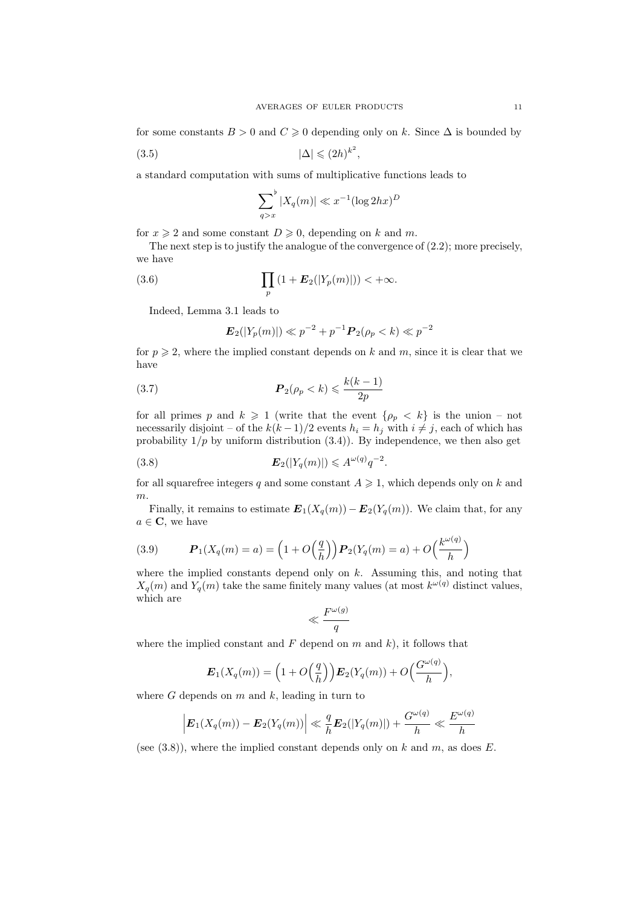for some constants $B > 0$ and $C \geqslant 0$ depending only on $k$. Since $\Delta$ is bounded by

$$|\Delta| \leqslant (2h)^{k^2}, \tag{3.5}$$

a standard computation with sums of multiplicative functions leads to

$$\sum_{q>x}^{\flat} |X_q(m)| \ll x^{-1}(\log 2hx)^D$$

for $x \geqslant 2$ and some constant $D \geqslant 0$, depending on $k$ and $m$.

The next step is to justify the analogue of the convergence of (2.2); more precisely, we have

$$\prod_p (1 + \boldsymbol{E}_2(|Y_p(m)|)) < +\infty. \tag{3.6}$$

Indeed, Lemma 3.1 leads to

$$\boldsymbol{E}_2(|Y_p(m)|) \ll p^{-2} + p^{-1}\boldsymbol{P}_2(\rho_p < k) \ll p^{-2}$$

for $p \geqslant 2$, where the implied constant depends on $k$ and $m$, since it is clear that we have

$$\boldsymbol{P}_2(\rho_p < k) \leqslant \frac{k(k-1)}{2p} \tag{3.7}$$

for all primes $p$ and $k \geqslant 1$ (write that the event $\{\rho_p < k\}$ is the union – not necessarily disjoint – of the $k(k-1)/2$ events $h_i = h_j$ with $i \neq j$, each of which has probability $1/p$ by uniform distribution (3.4)). By independence, we then also get

$$\boldsymbol{E}_2(|Y_q(m)|) \leqslant A^{\omega(q)}q^{-2}. \tag{3.8}$$

for all squarefree integers $q$ and some constant $A \geqslant 1$, which depends only on $k$ and $m$.

Finally, it remains to estimate $\boldsymbol{E}_1(X_q(m)) - \boldsymbol{E}_2(Y_q(m))$. We claim that, for any $a \in \mathbf{C}$, we have

$$\boldsymbol{P}_1(X_q(m) = a) = \Big(1 + O\Big(\frac{q}{h}\Big)\Big)\boldsymbol{P}_2(Y_q(m) = a) + O\Big(\frac{k^{\omega(q)}}{h}\Big) \tag{3.9}$$

where the implied constants depend only on $k$. Assuming this, and noting that $X_q(m)$ and $Y_q(m)$ take the same finitely many values (at most $k^{\omega(q)}$ distinct values, which are

$$\ll \frac{F^{\omega(g)}}{q}$$

where the implied constant and $F$ depend on $m$ and $k$), it follows that

$$\boldsymbol{E}_1(X_q(m)) = \Big(1 + O\Big(\frac{q}{h}\Big)\Big)\boldsymbol{E}_2(Y_q(m)) + O\Big(\frac{G^{\omega(q)}}{h}\Big),$$

where $G$ depends on $m$ and $k$, leading in turn to

$$\Big|\boldsymbol{E}_1(X_q(m)) - \boldsymbol{E}_2(Y_q(m))\Big| \ll \frac{q}{h}\boldsymbol{E}_2(|Y_q(m)|) + \frac{G^{\omega(q)}}{h} \ll \frac{E^{\omega(q)}}{h}$$

(see (3.8)), where the implied constant depends only on $k$ and $m$, as does $E$.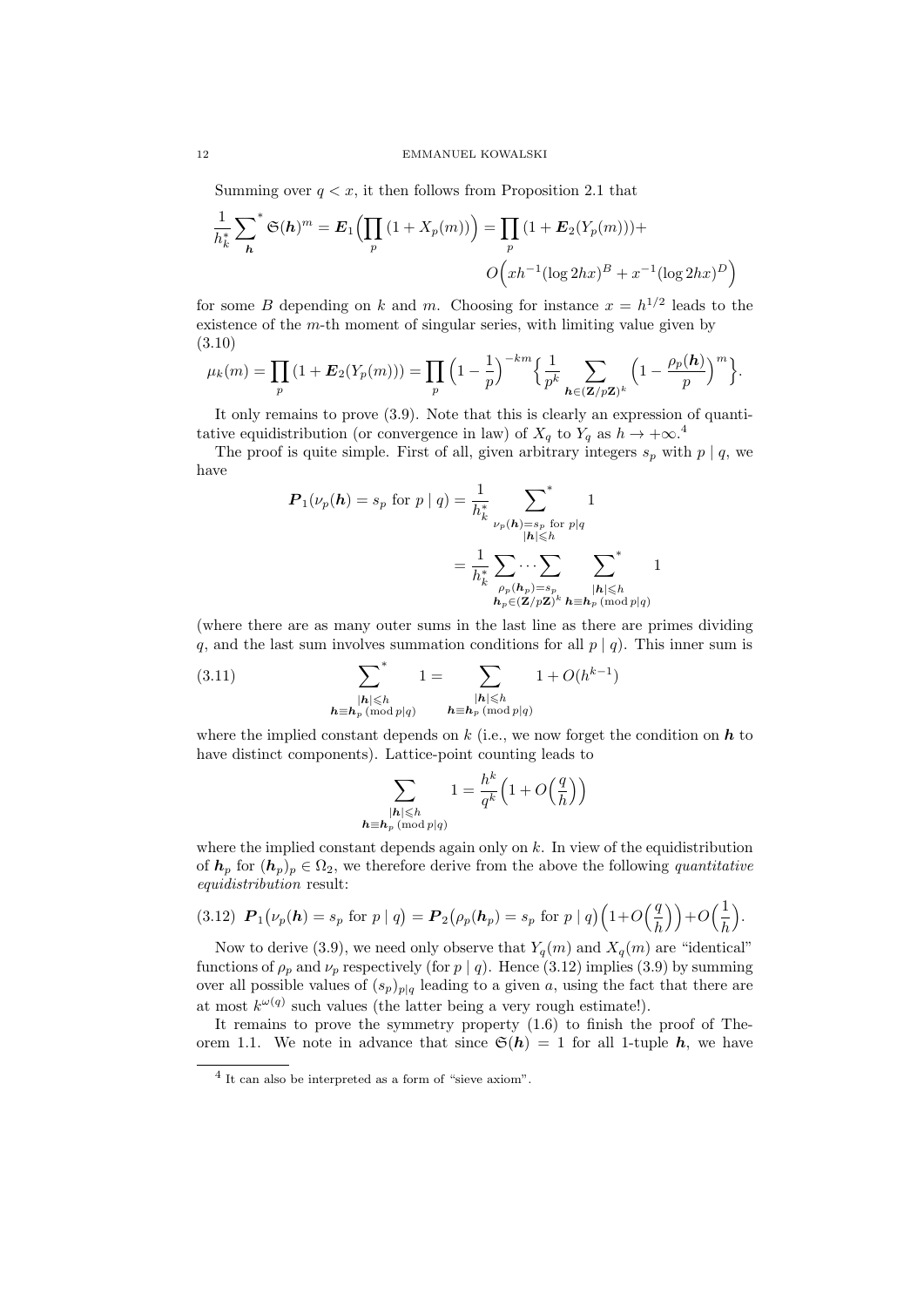Summing over $q < x$, it then follows from Proposition 2.1 that

$$\frac{1}{h_k^*} \sum_{\boldsymbol{h}}{}^{*} \mathfrak{S}(\boldsymbol{h})^m = \boldsymbol{E}_1\Bigl(\prod_p (1 + X_p(m))\Bigr) = \prod_p (1 + \boldsymbol{E}_2(Y_p(m))) + O\Bigl(xh^{-1}(\log 2hx)^B + x^{-1}(\log 2hx)^D\Bigr)$$

for some $B$ depending on $k$ and $m$. Choosing for instance $x = h^{1/2}$ leads to the existence of the $m$-th moment of singular series, with limiting value given by

$$\mu_k(m) = \prod_p (1 + \boldsymbol{E}_2(Y_p(m))) = \prod_p \Bigl(1 - \frac{1}{p}\Bigr)^{-km} \Bigl\{ \frac{1}{p^k} \sum_{\boldsymbol{h} \in (\mathbf{Z}/p\mathbf{Z})^k} \Bigl(1 - \frac{\rho_p(\boldsymbol{h})}{p}\Bigr)^m \Bigr\}. \tag{3.10}$$

It only remains to prove (3.9). Note that this is clearly an expression of quantitative equidistribution (or convergence in law) of $X_q$ to $Y_q$ as $h \to +\infty$.[4]

The proof is quite simple. First of all, given arbitrary integers $s_p$ with $p \mid q$, we have

$$\begin{aligned}\boldsymbol{P}_1(\nu_p(\boldsymbol{h}) = s_p \text{ for } p \mid q) &= \frac{1}{h_k^*} \sum_{\substack{\nu_p(\boldsymbol{h}) = s_p \text{ for } p \mid q \\ |\boldsymbol{h}| \leqslant h}}{}^{*} 1 \\ &= \frac{1}{h_k^*} \sum_{\substack{\rho_p(\boldsymbol{h}_p) = s_p \\ \boldsymbol{h}_p \in (\mathbf{Z}/p\mathbf{Z})^k}} \cdots \sum \sum_{\substack{|\boldsymbol{h}| \leqslant h \\ \boldsymbol{h} \equiv \boldsymbol{h}_p \,(\mathrm{mod}\, p \mid q)}}{}^{*} 1\end{aligned}$$

(where there are as many outer sums in the last line as there are primes dividing $q$, and the last sum involves summation conditions for all $p \mid q$). This inner sum is

$$\sum_{\substack{|\boldsymbol{h}| \leqslant h \\ \boldsymbol{h} \equiv \boldsymbol{h}_p \,(\mathrm{mod}\, p \mid q)}}{}^{*} 1 = \sum_{\substack{|\boldsymbol{h}| \leqslant h \\ \boldsymbol{h} \equiv \boldsymbol{h}_p \,(\mathrm{mod}\, p \mid q)}} 1 + O(h^{k-1}) \tag{3.11}$$

where the implied constant depends on $k$ (i.e., we now forget the condition on $\boldsymbol{h}$ to have distinct components). Lattice-point counting leads to

$$\sum_{\substack{|\boldsymbol{h}| \leqslant h \\ \boldsymbol{h} \equiv \boldsymbol{h}_p \,(\mathrm{mod}\, p \mid q)}} 1 = \frac{h^k}{q^k} \Bigl(1 + O\Bigl(\frac{q}{h}\Bigr)\Bigr)$$

where the implied constant depends again only on $k$. In view of the equidistribution of $\boldsymbol{h}_p$ for $(\boldsymbol{h}_p)_p \in \Omega_2$, we therefore derive from the above the following *quantitative equidistribution* result:

$$\boldsymbol{P}_1\bigl(\nu_p(\boldsymbol{h}) = s_p \text{ for } p \mid q\bigr) = \boldsymbol{P}_2\bigl(\rho_p(\boldsymbol{h}_p) = s_p \text{ for } p \mid q\bigr)\Bigl(1 + O\Bigl(\frac{q}{h}\Bigr)\Bigr) + O\Bigl(\frac{1}{h}\Bigr). \tag{3.12}$$

Now to derive (3.9), we need only observe that $Y_q(m)$ and $X_q(m)$ are "identical" functions of $\rho_p$ and $\nu_p$ respectively (for $p \mid q$). Hence (3.12) implies (3.9) by summing over all possible values of $(s_p)_{p \mid q}$ leading to a given $a$, using the fact that there are at most $k^{\omega(q)}$ such values (the latter being a very rough estimate!).

It remains to prove the symmetry property (1.6) to finish the proof of Theorem 1.1. We note in advance that since $\mathfrak{S}(\boldsymbol{h}) = 1$ for all 1-tuple $\boldsymbol{h}$, we have

[4] It can also be interpreted as a form of "sieve axiom".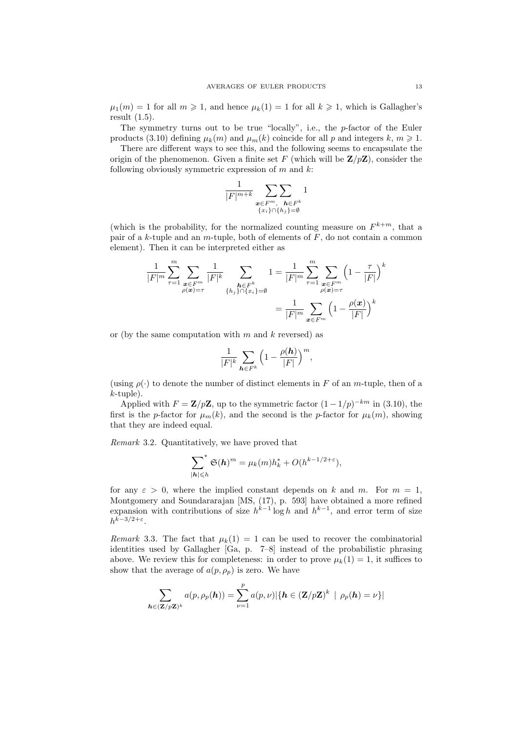$\mu_1(m) = 1$ for all $m \geqslant 1$, and hence $\mu_k(1) = 1$ for all $k \geqslant 1$, which is Gallagher's result (1.5).

The symmetry turns out to be true "locally", i.e., the $p$-factor of the Euler products (3.10) defining $\mu_k(m)$ and $\mu_m(k)$ coincide for all $p$ and integers $k$, $m \geqslant 1$.

There are different ways to see this, and the following seems to encapsulate the origin of the phenomenon. Given a finite set $F$ (which will be $\mathbf{Z}/p\mathbf{Z}$), consider the following obviously symmetric expression of $m$ and $k$:

$$\frac{1}{|F|^{m+k}} \sum_{\substack{\boldsymbol{x} \in F^m, \\ \{x_i\} \cap \{h_j\} = \emptyset}} \sum_{\boldsymbol{h} \in F^k} 1$$

(which is the probability, for the normalized counting measure on $F^{k+m}$, that a pair of a $k$-tuple and an $m$-tuple, both of elements of $F$, do not contain a common element). Then it can be interpreted either as

$$\begin{aligned} \frac{1}{|F|^m} \sum_{\tau=1}^{m} \sum_{\substack{\boldsymbol{x} \in F^m \\ \rho(\boldsymbol{x}) = \tau}} \frac{1}{|F|^k} \sum_{\substack{\boldsymbol{h} \in F^k \\ \{h_j\} \cap \{x_i\} = \emptyset}} 1 &= \frac{1}{|F|^m} \sum_{\tau=1}^{m} \sum_{\substack{\boldsymbol{x} \in F^m \\ \rho(\boldsymbol{x}) = \tau}} \Bigl(1 - \frac{\tau}{|F|}\Bigr)^k \\ &= \frac{1}{|F|^m} \sum_{\boldsymbol{x} \in F^m} \Bigl(1 - \frac{\rho(\boldsymbol{x})}{|F|}\Bigr)^k \end{aligned}$$

or (by the same computation with $m$ and $k$ reversed) as

$$\frac{1}{|F|^k} \sum_{\boldsymbol{h} \in F^k} \Bigl(1 - \frac{\rho(\boldsymbol{h})}{|F|}\Bigr)^m,$$

(using $\rho(\cdot)$ to denote the number of distinct elements in $F$ of an $m$-tuple, then of a $k$-tuple).

Applied with $F = \mathbf{Z}/p\mathbf{Z}$, up to the symmetric factor $(1 - 1/p)^{-km}$ in (3.10), the first is the $p$-factor for $\mu_m(k)$, and the second is the $p$-factor for $\mu_k(m)$, showing that they are indeed equal.

*Remark* 3.2. Quantitatively, we have proved that

$$\sum_{|\boldsymbol{h}| \leqslant h}^{*} \mathfrak{S}(\boldsymbol{h})^m = \mu_k(m) h_k^* + O(h^{k-1/2+\varepsilon}),$$

for any $\varepsilon > 0$, where the implied constant depends on $k$ and $m$. For $m = 1$, Montgomery and Soundararajan [MS, (17), p. 593] have obtained a more refined expansion with contributions of size $h^{k-1} \log h$ and $h^{k-1}$, and error term of size $h^{k-3/2+\varepsilon}$.

*Remark* 3.3. The fact that $\mu_k(1) = 1$ can be used to recover the combinatorial identities used by Gallagher [Ga, p. 7–8] instead of the probabilistic phrasing above. We review this for completeness: in order to prove $\mu_k(1) = 1$, it suffices to show that the average of $a(p, \rho_p)$ is zero. We have

$$\sum_{\boldsymbol{h} \in (\mathbf{Z}/p\mathbf{Z})^k} a(p, \rho_p(\boldsymbol{h})) = \sum_{\nu=1}^{p} a(p, \nu) |\{\boldsymbol{h} \in (\mathbf{Z}/p\mathbf{Z})^k \mid \rho_p(\boldsymbol{h}) = \nu\}|$$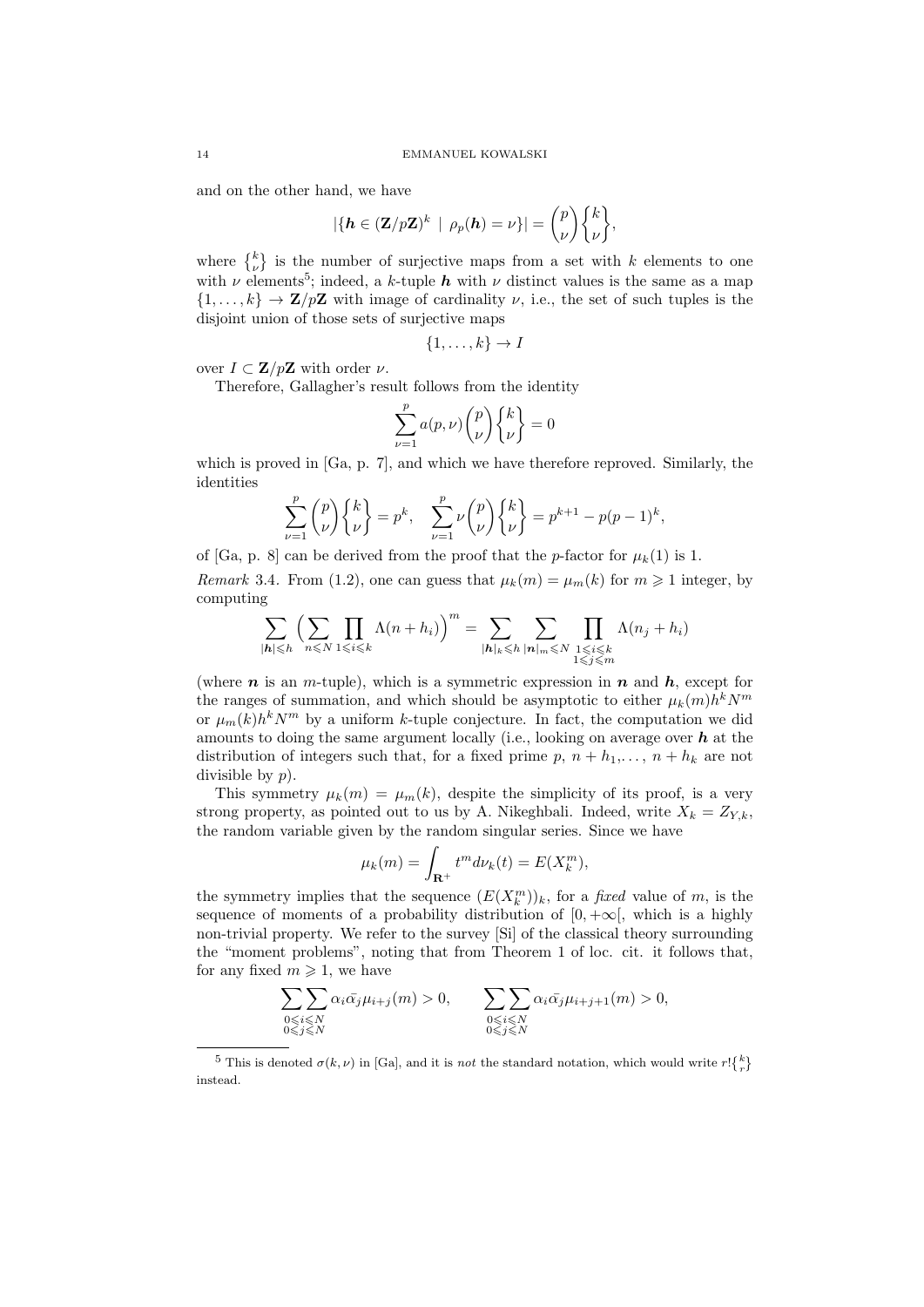and on the other hand, we have

$$|\{\boldsymbol{h} \in (\mathbf{Z}/p\mathbf{Z})^k \mid \rho_p(\boldsymbol{h}) = \nu\}| = \binom{p}{\nu}\left\{{k \atop \nu}\right\},$$

where $\left\{{k \atop \nu}\right\}$ is the number of surjective maps from a set with $k$ elements to one with $\nu$ elements[5]; indeed, a $k$-tuple $\boldsymbol{h}$ with $\nu$ distinct values is the same as a map $\{1,\ldots,k\} \to \mathbf{Z}/p\mathbf{Z}$ with image of cardinality $\nu$, i.e., the set of such tuples is the disjoint union of those sets of surjective maps

$$\{1,\ldots,k\} \to I$$

over $I \subset \mathbf{Z}/p\mathbf{Z}$ with order $\nu$.

Therefore, Gallagher's result follows from the identity

$$\sum_{\nu=1}^{p} a(p,\nu)\binom{p}{\nu}\left\{{k \atop \nu}\right\} = 0$$

which is proved in [Ga, p. 7], and which we have therefore reproved. Similarly, the identities

$$\sum_{\nu=1}^{p} \binom{p}{\nu}\left\{{k \atop \nu}\right\} = p^k, \quad \sum_{\nu=1}^{p} \nu\binom{p}{\nu}\left\{{k \atop \nu}\right\} = p^{k+1} - p(p-1)^k,$$

of [Ga, p. 8] can be derived from the proof that the $p$-factor for $\mu_k(1)$ is 1.

*Remark* 3.4. From (1.2), one can guess that $\mu_k(m) = \mu_m(k)$ for $m \geqslant 1$ integer, by computing

$$\sum_{|\boldsymbol{h}|\leqslant h} \Bigl(\sum_{n\leqslant N}\prod_{1\leqslant i\leqslant k}\Lambda(n+h_i)\Bigr)^m = \sum_{|\boldsymbol{h}|_k\leqslant h}\ \sum_{|\boldsymbol{n}|_m\leqslant N}\ \prod_{\substack{1\leqslant i\leqslant k\\ 1\leqslant j\leqslant m}}\Lambda(n_j+h_i)$$

(where $\boldsymbol{n}$ is an $m$-tuple), which is a symmetric expression in $\boldsymbol{n}$ and $\boldsymbol{h}$, except for the ranges of summation, and which should be asymptotic to either $\mu_k(m)h^kN^m$ or $\mu_m(k)h^kN^m$ by a uniform $k$-tuple conjecture. In fact, the computation we did amounts to doing the same argument locally (i.e., looking on average over $\boldsymbol{h}$ at the distribution of integers such that, for a fixed prime $p$, $n+h_1,\ldots, n+h_k$ are not divisible by $p$).

This symmetry $\mu_k(m) = \mu_m(k)$, despite the simplicity of its proof, is a very strong property, as pointed out to us by A. Nikeghbali. Indeed, write $X_k = Z_{Y,k}$, the random variable given by the random singular series. Since we have

$$\mu_k(m) = \int_{\mathbf{R}^+} t^m d\nu_k(t) = E(X_k^m),$$

the symmetry implies that the sequence $(E(X_k^m))_k$, for a *fixed* value of $m$, is the sequence of moments of a probability distribution of $[0,+\infty[$, which is a highly non-trivial property. We refer to the survey [Si] of the classical theory surrounding the "moment problems", noting that from Theorem 1 of loc. cit. it follows that, for any fixed $m \geqslant 1$, we have

$$\sum_{\substack{0\leqslant i\leqslant N\\ 0\leqslant j\leqslant N}}\alpha_i\bar{\alpha}_j\mu_{i+j}(m) > 0, \qquad \sum_{\substack{0\leqslant i\leqslant N\\ 0\leqslant j\leqslant N}}\alpha_i\bar{\alpha}_j\mu_{i+j+1}(m) > 0,$$

---

[5] This is denoted $\sigma(k,\nu)$ in [Ga], and it is *not* the standard notation, which would write $r!\left\{{k \atop r}\right\}$ instead.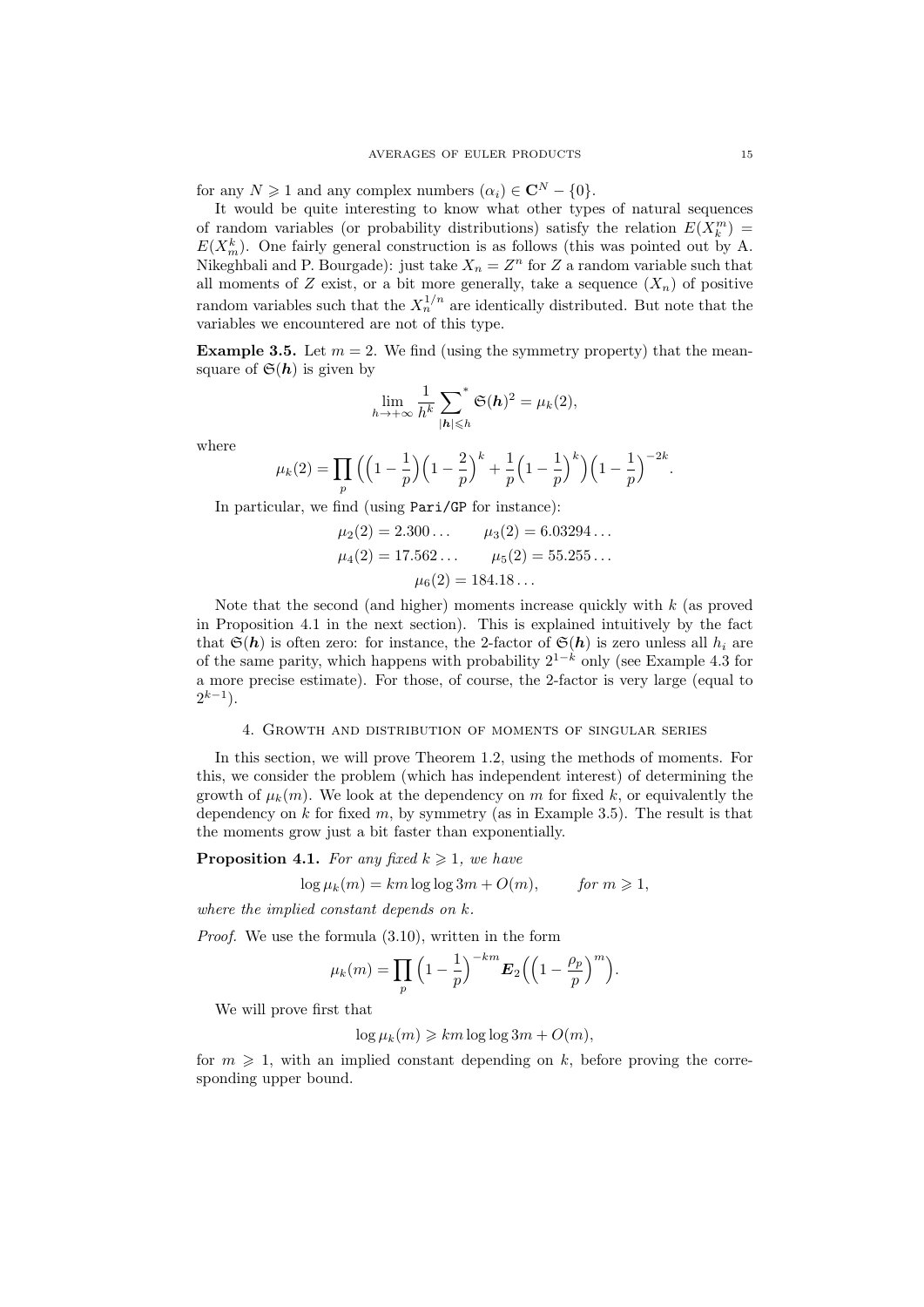for any $N \geqslant 1$ and any complex numbers $(\alpha_i) \in \mathbf{C}^N - \{0\}$.

It would be quite interesting to know what other types of natural sequences of random variables (or probability distributions) satisfy the relation $E(X_k^m) = E(X_m^k)$. One fairly general construction is as follows (this was pointed out by A. Nikeghbali and P. Bourgade): just take $X_n = Z^n$ for $Z$ a random variable such that all moments of $Z$ exist, or a bit more generally, take a sequence $(X_n)$ of positive random variables such that the $X_n^{1/n}$ are identically distributed. But note that the variables we encountered are not of this type.

**Example 3.5.** Let $m = 2$. We find (using the symmetry property) that the mean-square of $\mathfrak{S}(\boldsymbol{h})$ is given by

$$\lim_{h \to +\infty} \frac{1}{h^k} \sideset{}{^*}\sum_{|\boldsymbol{h}| \leqslant h} \mathfrak{S}(\boldsymbol{h})^2 = \mu_k(2),$$

where

$$\mu_k(2) = \prod_p \Big( \Big(1 - \frac{1}{p}\Big)\Big(1 - \frac{2}{p}\Big)^k + \frac{1}{p}\Big(1 - \frac{1}{p}\Big)^k \Big) \Big(1 - \frac{1}{p}\Big)^{-2k}.$$

In particular, we find (using `Pari/GP` for instance):

$$\mu_2(2) = 2.300\ldots \qquad \mu_3(2) = 6.03294\ldots$$
$$\mu_4(2) = 17.562\ldots \qquad \mu_5(2) = 55.255\ldots$$
$$\mu_6(2) = 184.18\ldots$$

Note that the second (and higher) moments increase quickly with $k$ (as proved in Proposition 4.1 in the next section). This is explained intuitively by the fact that $\mathfrak{S}(\boldsymbol{h})$ is often zero: for instance, the 2-factor of $\mathfrak{S}(\boldsymbol{h})$ is zero unless all $h_i$ are of the same parity, which happens with probability $2^{1-k}$ only (see Example 4.3 for a more precise estimate). For those, of course, the 2-factor is very large (equal to $2^{k-1}$).

## 4. Growth and distribution of moments of singular series

In this section, we will prove Theorem 1.2, using the methods of moments. For this, we consider the problem (which has independent interest) of determining the growth of $\mu_k(m)$. We look at the dependency on $m$ for fixed $k$, or equivalently the dependency on $k$ for fixed $m$, by symmetry (as in Example 3.5). The result is that the moments grow just a bit faster than exponentially.

**Proposition 4.1.** *For any fixed $k \geqslant 1$, we have*

$$\log \mu_k(m) = km \log\log 3m + O(m), \qquad \textit{for } m \geqslant 1,$$

*where the implied constant depends on $k$.*

*Proof.* We use the formula (3.10), written in the form

$$\mu_k(m) = \prod_p \Big(1 - \frac{1}{p}\Big)^{-km} \boldsymbol{E}_2\Big(\Big(1 - \frac{\rho_p}{p}\Big)^m\Big).$$

We will prove first that

$$\log \mu_k(m) \geqslant km \log\log 3m + O(m),$$

for $m \geqslant 1$, with an implied constant depending on $k$, before proving the corresponding upper bound.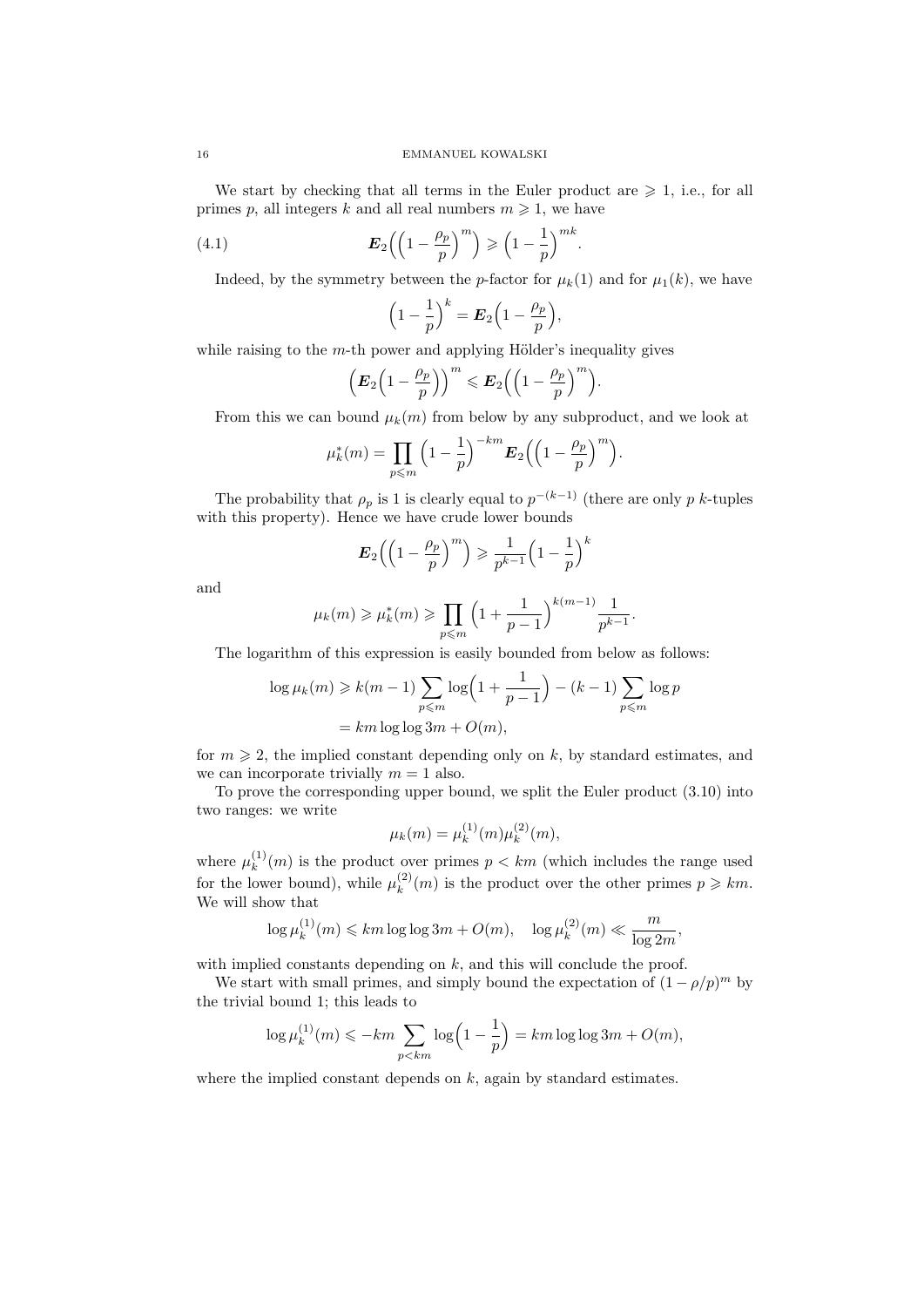We start by checking that all terms in the Euler product are $\geqslant 1$, i.e., for all primes $p$, all integers $k$ and all real numbers $m \geqslant 1$, we have

$$\boldsymbol{E}_2\Bigl(\Bigl(1-\frac{\rho_p}{p}\Bigr)^m\Bigr) \geqslant \Bigl(1-\frac{1}{p}\Bigr)^{mk}. \tag{4.1}$$

Indeed, by the symmetry between the $p$-factor for $\mu_k(1)$ and for $\mu_1(k)$, we have

$$\Bigl(1-\frac{1}{p}\Bigr)^k = \boldsymbol{E}_2\Bigl(1-\frac{\rho_p}{p}\Bigr),$$

while raising to the $m$-th power and applying Hölder's inequality gives

$$\Bigl(\boldsymbol{E}_2\Bigl(1-\frac{\rho_p}{p}\Bigr)\Bigr)^m \leqslant \boldsymbol{E}_2\Bigl(\Bigl(1-\frac{\rho_p}{p}\Bigr)^m\Bigr).$$

From this we can bound $\mu_k(m)$ from below by any subproduct, and we look at

$$\mu_k^*(m) = \prod_{p\leqslant m}\Bigl(1-\frac{1}{p}\Bigr)^{-km}\boldsymbol{E}_2\Bigl(\Bigl(1-\frac{\rho_p}{p}\Bigr)^m\Bigr).$$

The probability that $\rho_p$ is 1 is clearly equal to $p^{-(k-1)}$ (there are only $p$ $k$-tuples with this property). Hence we have crude lower bounds

$$\boldsymbol{E}_2\Bigl(\Bigl(1-\frac{\rho_p}{p}\Bigr)^m\Bigr) \geqslant \frac{1}{p^{k-1}}\Bigl(1-\frac{1}{p}\Bigr)^k$$

and

$$\mu_k(m) \geqslant \mu_k^*(m) \geqslant \prod_{p\leqslant m}\Bigl(1+\frac{1}{p-1}\Bigr)^{k(m-1)}\frac{1}{p^{k-1}}.$$

The logarithm of this expression is easily bounded from below as follows:

$$\begin{aligned}\log\mu_k(m) &\geqslant k(m-1)\sum_{p\leqslant m}\log\Bigl(1+\frac{1}{p-1}\Bigr) - (k-1)\sum_{p\leqslant m}\log p\\ &= km\log\log 3m + O(m),\end{aligned}$$

for $m \geqslant 2$, the implied constant depending only on $k$, by standard estimates, and we can incorporate trivially $m = 1$ also.

To prove the corresponding upper bound, we split the Euler product (3.10) into two ranges: we write

$$\mu_k(m) = \mu_k^{(1)}(m)\mu_k^{(2)}(m),$$

where $\mu_k^{(1)}(m)$ is the product over primes $p < km$ (which includes the range used for the lower bound), while $\mu_k^{(2)}(m)$ is the product over the other primes $p \geqslant km$. We will show that

$$\log\mu_k^{(1)}(m) \leqslant km\log\log 3m + O(m), \quad \log\mu_k^{(2)}(m) \ll \frac{m}{\log 2m},$$

with implied constants depending on $k$, and this will conclude the proof.

We start with small primes, and simply bound the expectation of $(1-\rho/p)^m$ by the trivial bound 1; this leads to

$$\log\mu_k^{(1)}(m) \leqslant -km\sum_{p<km}\log\Bigl(1-\frac{1}{p}\Bigr) = km\log\log 3m + O(m),$$

where the implied constant depends on $k$, again by standard estimates.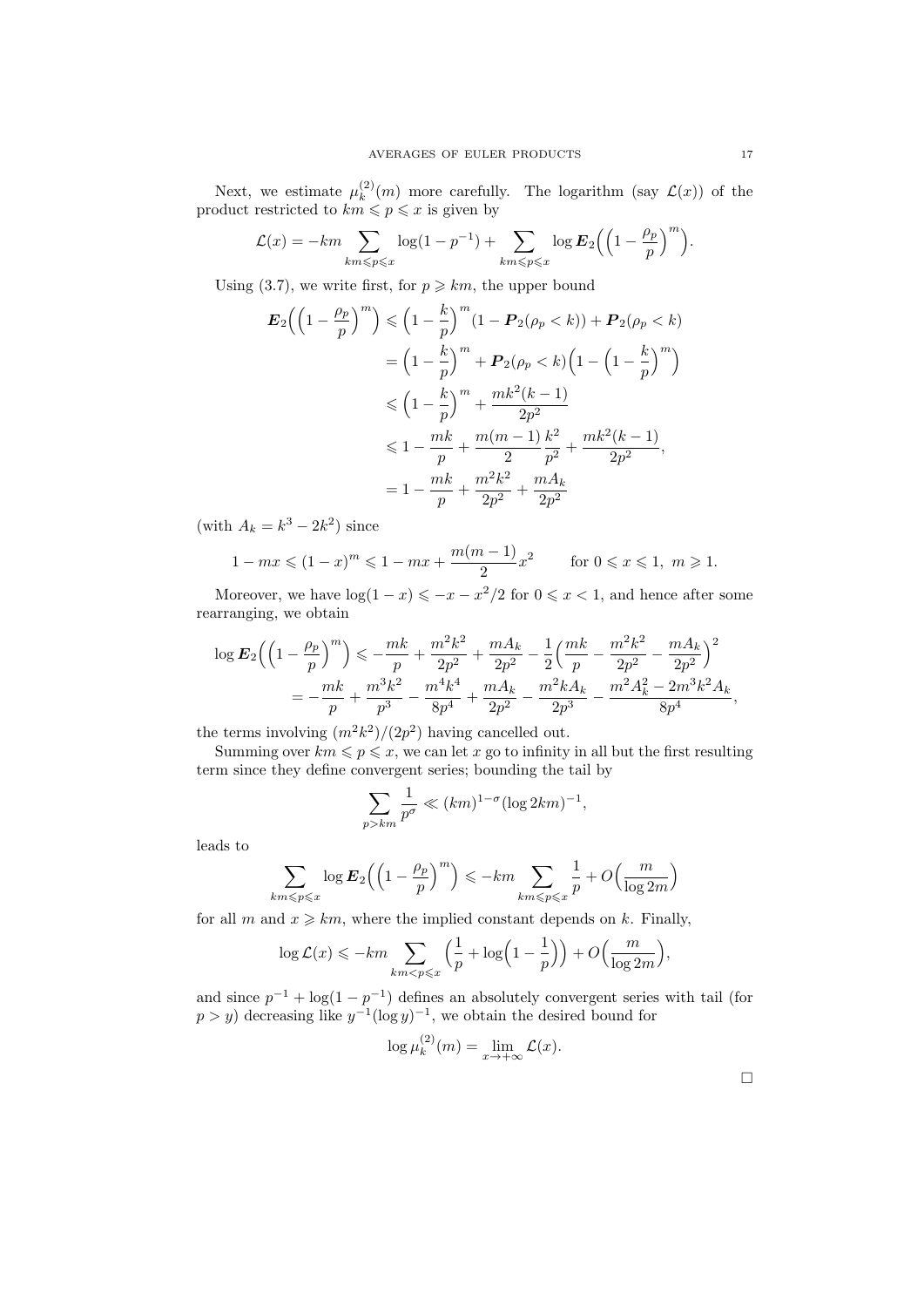Next, we estimate $\mu_k^{(2)}(m)$ more carefully. The logarithm (say $\mathcal{L}(x)$) of the product restricted to $km \leqslant p \leqslant x$ is given by

$$\mathcal{L}(x) = -km \sum_{km \leqslant p \leqslant x} \log(1 - p^{-1}) + \sum_{km \leqslant p \leqslant x} \log \boldsymbol{E}_2\Big( \Big(1 - \frac{\rho_p}{p}\Big)^m \Big).$$

Using (3.7), we write first, for $p \geqslant km$, the upper bound

$$\begin{aligned}
\boldsymbol{E}_2\Big( \Big(1 - \frac{\rho_p}{p}\Big)^m \Big) &\leqslant \Big(1 - \frac{k}{p}\Big)^m (1 - \boldsymbol{P}_2(\rho_p < k)) + \boldsymbol{P}_2(\rho_p < k) \\
&= \Big(1 - \frac{k}{p}\Big)^m + \boldsymbol{P}_2(\rho_p < k)\Big(1 - \Big(1 - \frac{k}{p}\Big)^m\Big) \\
&\leqslant \Big(1 - \frac{k}{p}\Big)^m + \frac{mk^2(k-1)}{2p^2} \\
&\leqslant 1 - \frac{mk}{p} + \frac{m(m-1)}{2}\frac{k^2}{p^2} + \frac{mk^2(k-1)}{2p^2}, \\
&= 1 - \frac{mk}{p} + \frac{m^2k^2}{2p^2} + \frac{mA_k}{2p^2}
\end{aligned}$$

(with $A_k = k^3 - 2k^2$) since

$$1 - mx \leqslant (1-x)^m \leqslant 1 - mx + \frac{m(m-1)}{2}x^2 \qquad \text{for } 0 \leqslant x \leqslant 1,\ m \geqslant 1.$$

Moreover, we have $\log(1-x) \leqslant -x - x^2/2$ for $0 \leqslant x < 1$, and hence after some rearranging, we obtain

$$\begin{aligned}
\log \boldsymbol{E}_2\Big( \Big(1 - \frac{\rho_p}{p}\Big)^m \Big) &\leqslant -\frac{mk}{p} + \frac{m^2k^2}{2p^2} + \frac{mA_k}{2p^2} - \frac{1}{2}\Big(\frac{mk}{p} - \frac{m^2k^2}{2p^2} - \frac{mA_k}{2p^2}\Big)^2 \\
&= -\frac{mk}{p} + \frac{m^3k^2}{p^3} - \frac{m^4k^4}{8p^4} + \frac{mA_k}{2p^2} - \frac{m^2kA_k}{2p^3} - \frac{m^2A_k^2 - 2m^3k^2A_k}{8p^4},
\end{aligned}$$

the terms involving $(m^2k^2)/(2p^2)$ having cancelled out.

Summing over $km \leqslant p \leqslant x$, we can let $x$ go to infinity in all but the first resulting term since they define convergent series; bounding the tail by

$$\sum_{p > km} \frac{1}{p^\sigma} \ll (km)^{1-\sigma}(\log 2km)^{-1},$$

leads to

$$\sum_{km \leqslant p \leqslant x} \log \boldsymbol{E}_2\Big( \Big(1 - \frac{\rho_p}{p}\Big)^m \Big) \leqslant -km \sum_{km \leqslant p \leqslant x} \frac{1}{p} + O\Big(\frac{m}{\log 2m}\Big)$$

for all $m$ and $x \geqslant km$, where the implied constant depends on $k$. Finally,

$$\log \mathcal{L}(x) \leqslant -km \sum_{km < p \leqslant x} \Big(\frac{1}{p} + \log\Big(1 - \frac{1}{p}\Big)\Big) + O\Big(\frac{m}{\log 2m}\Big),$$

and since $p^{-1} + \log(1 - p^{-1})$ defines an absolutely convergent series with tail (for $p > y$) decreasing like $y^{-1}(\log y)^{-1}$, we obtain the desired bound for

$$\log \mu_k^{(2)}(m) = \lim_{x \to +\infty} \mathcal{L}(x).$$

□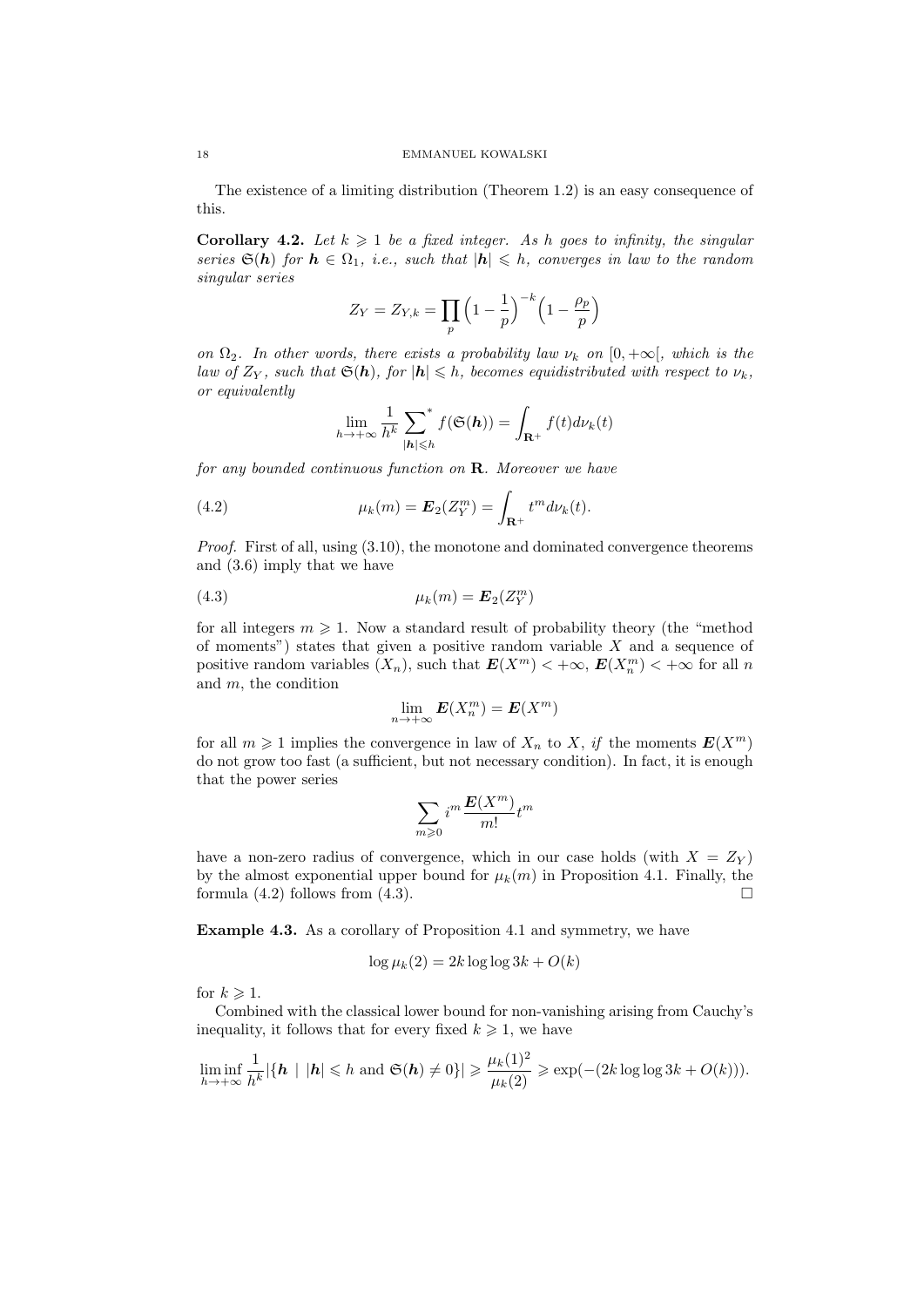The existence of a limiting distribution (Theorem 1.2) is an easy consequence of this.

**Corollary 4.2.** *Let $k \geqslant 1$ be a fixed integer. As $h$ goes to infinity, the singular series $\mathfrak{S}(\boldsymbol{h})$ for $\boldsymbol{h} \in \Omega_1$, i.e., such that $|\boldsymbol{h}| \leqslant h$, converges in law to the random singular series*

$$Z_Y = Z_{Y,k} = \prod_p \Bigl(1 - \frac{1}{p}\Bigr)^{-k}\Bigl(1 - \frac{\rho_p}{p}\Bigr)$$

*on $\Omega_2$. In other words, there exists a probability law $\nu_k$ on $[0, +\infty[$, which is the law of $Z_Y$, such that $\mathfrak{S}(\boldsymbol{h})$, for $|\boldsymbol{h}| \leqslant h$, becomes equidistributed with respect to $\nu_k$, or equivalently*

$$\lim_{h \to +\infty} \frac{1}{h^k} \sum_{|\boldsymbol{h}| \leqslant h}{}^{*} f(\mathfrak{S}(\boldsymbol{h})) = \int_{\mathbf{R}^+} f(t) d\nu_k(t)$$

*for any bounded continuous function on $\mathbf{R}$. Moreover we have*

$$\mu_k(m) = \boldsymbol{E}_2(Z_Y^m) = \int_{\mathbf{R}^+} t^m d\nu_k(t). \tag{4.2}$$

*Proof.* First of all, using (3.10), the monotone and dominated convergence theorems and (3.6) imply that we have

$$\mu_k(m) = \boldsymbol{E}_2(Z_Y^m) \tag{4.3}$$

for all integers $m \geqslant 1$. Now a standard result of probability theory (the "method of moments") states that given a positive random variable $X$ and a sequence of positive random variables $(X_n)$, such that $\boldsymbol{E}(X^m) < +\infty$, $\boldsymbol{E}(X_n^m) < +\infty$ for all $n$ and $m$, the condition

$$\lim_{n \to +\infty} \boldsymbol{E}(X_n^m) = \boldsymbol{E}(X^m)$$

for all $m \geqslant 1$ implies the convergence in law of $X_n$ to $X$, *if* the moments $\boldsymbol{E}(X^m)$ do not grow too fast (a sufficient, but not necessary condition). In fact, it is enough that the power series

$$\sum_{m \geqslant 0} i^m \frac{\boldsymbol{E}(X^m)}{m!} t^m$$

have a non-zero radius of convergence, which in our case holds (with $X = Z_Y$) by the almost exponential upper bound for $\mu_k(m)$ in Proposition 4.1. Finally, the formula (4.2) follows from (4.3). $\square$

**Example 4.3.** As a corollary of Proposition 4.1 and symmetry, we have

$$\log \mu_k(2) = 2k \log \log 3k + O(k)$$

for $k \geqslant 1$.

Combined with the classical lower bound for non-vanishing arising from Cauchy's inequality, it follows that for every fixed $k \geqslant 1$, we have

$$\liminf_{h \to +\infty} \frac{1}{h^k} |\{\boldsymbol{h} \mid |\boldsymbol{h}| \leqslant h \text{ and } \mathfrak{S}(\boldsymbol{h}) \neq 0\}| \geqslant \frac{\mu_k(1)^2}{\mu_k(2)} \geqslant \exp(-(2k \log \log 3k + O(k))).$$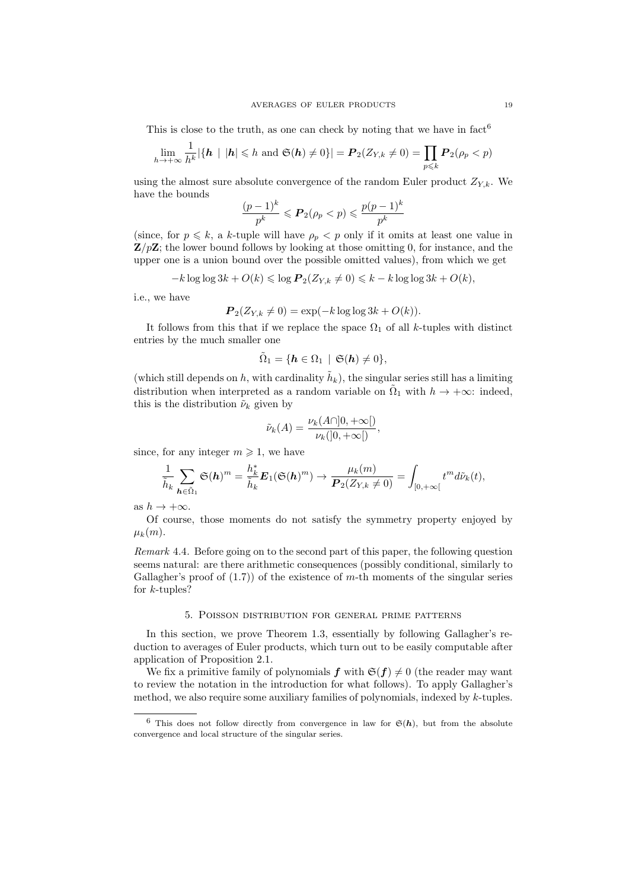This is close to the truth, as one can check by noting that we have in fact[6]

$$\lim_{h\to+\infty} \frac{1}{h^k} |\{\boldsymbol{h} \mid |\boldsymbol{h}| \leqslant h \text{ and } \mathfrak{S}(\boldsymbol{h}) \neq 0\}| = \boldsymbol{P}_2(Z_{Y,k} \neq 0) = \prod_{p\leqslant k} \boldsymbol{P}_2(\rho_p < p)$$

using the almost sure absolute convergence of the random Euler product $Z_{Y,k}$. We have the bounds

$$\frac{(p-1)^k}{p^k} \leqslant \boldsymbol{P}_2(\rho_p < p) \leqslant \frac{p(p-1)^k}{p^k}$$

(since, for $p \leqslant k$, a $k$-tuple will have $\rho_p < p$ only if it omits at least one value in $\mathbf{Z}/p\mathbf{Z}$; the lower bound follows by looking at those omitting 0, for instance, and the upper one is a union bound over the possible omitted values), from which we get

$$-k \log\log 3k + O(k) \leqslant \log \boldsymbol{P}_2(Z_{Y,k} \neq 0) \leqslant k - k\log\log 3k + O(k),$$

i.e., we have

$$\boldsymbol{P}_2(Z_{Y,k} \neq 0) = \exp(-k\log\log 3k + O(k)).$$

It follows from this that if we replace the space $\Omega_1$ of all $k$-tuples with distinct entries by the much smaller one

$$\tilde{\Omega}_1 = \{\boldsymbol{h} \in \Omega_1 \mid \mathfrak{S}(\boldsymbol{h}) \neq 0\},$$

(which still depends on $h$, with cardinality $\tilde{h}_k$), the singular series still has a limiting distribution when interpreted as a random variable on $\tilde{\Omega}_1$ with $h \to +\infty$: indeed, this is the distribution $\tilde{\nu}_k$ given by

$$\tilde{\nu}_k(A) = \frac{\nu_k(A \cap ]0,+\infty[)}{\nu_k(]0,+\infty[)},$$

since, for any integer $m \geqslant 1$, we have

$$\frac{1}{\tilde{h}_k} \sum_{\boldsymbol{h}\in\tilde{\Omega}_1} \mathfrak{S}(\boldsymbol{h})^m = \frac{h_k^*}{\tilde{h}_k} \boldsymbol{E}_1(\mathfrak{S}(\boldsymbol{h})^m) \to \frac{\mu_k(m)}{\boldsymbol{P}_2(Z_{Y,k} \neq 0)} = \int_{[0,+\infty[} t^m d\tilde{\nu}_k(t),$$

as $h \to +\infty$.

Of course, those moments do not satisfy the symmetry property enjoyed by $\mu_k(m)$.

*Remark* 4.4. Before going on to the second part of this paper, the following question seems natural: are there arithmetic consequences (possibly conditional, similarly to Gallagher's proof of (1.7)) of the existence of $m$-th moments of the singular series for $k$-tuples?

## 5. Poisson distribution for general prime patterns

In this section, we prove Theorem 1.3, essentially by following Gallagher's reduction to averages of Euler products, which turn out to be easily computable after application of Proposition 2.1.

We fix a primitive family of polynomials $\boldsymbol{f}$ with $\mathfrak{S}(\boldsymbol{f}) \neq 0$ (the reader may want to review the notation in the introduction for what follows). To apply Gallagher's method, we also require some auxiliary families of polynomials, indexed by $k$-tuples.

[6] This does not follow directly from convergence in law for $\mathfrak{S}(\boldsymbol{h})$, but from the absolute convergence and local structure of the singular series.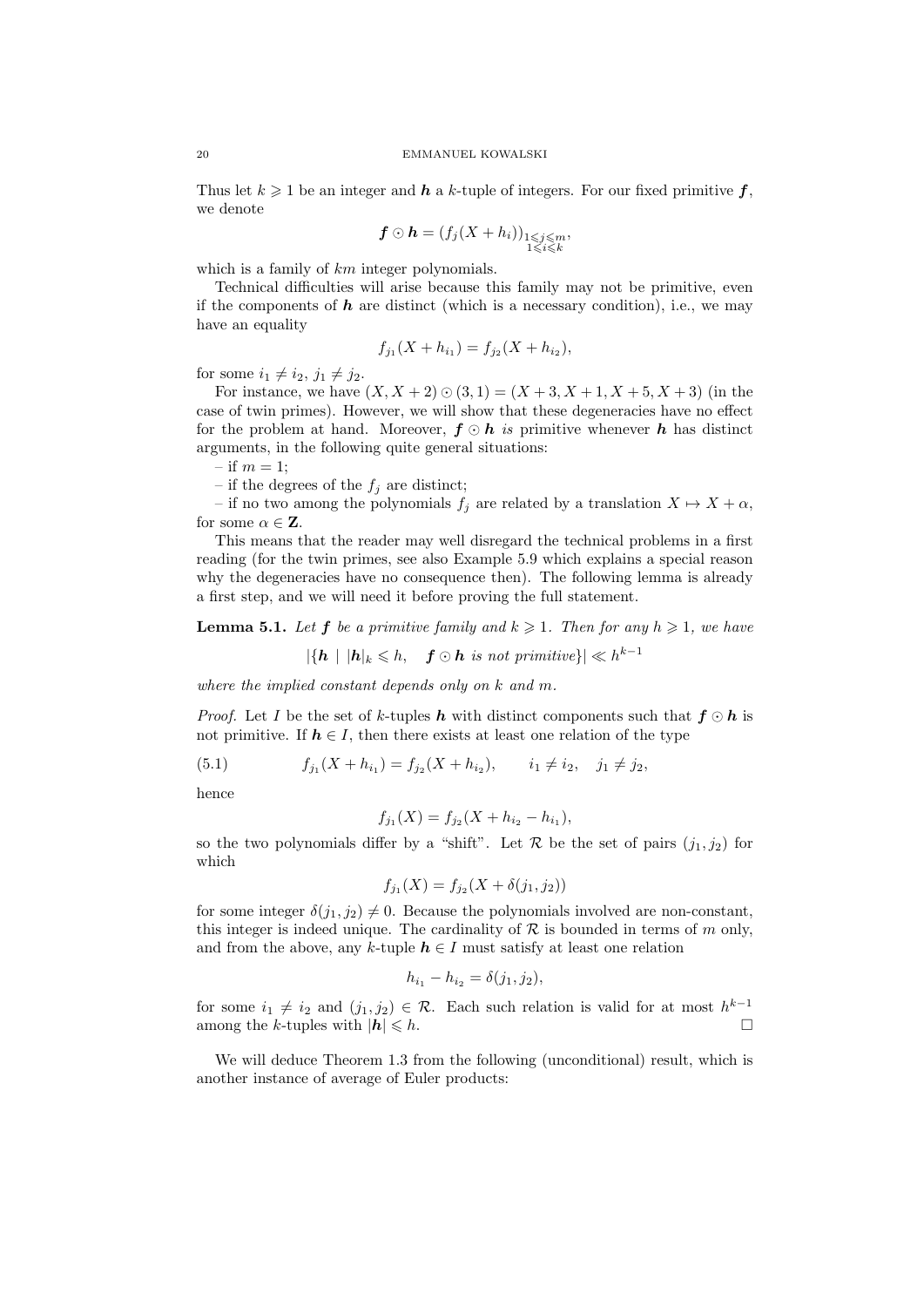Thus let $k \geqslant 1$ be an integer and $\boldsymbol{h}$ a $k$-tuple of integers. For our fixed primitive $\boldsymbol{f}$, we denote

$$\boldsymbol{f} \odot \boldsymbol{h} = (f_j(X + h_i))_{\substack{1 \leqslant j \leqslant m,\\ 1 \leqslant i \leqslant k}}$$

which is a family of $km$ integer polynomials.

Technical difficulties will arise because this family may not be primitive, even if the components of $\boldsymbol{h}$ are distinct (which is a necessary condition), i.e., we may have an equality

$$f_{j_1}(X + h_{i_1}) = f_{j_2}(X + h_{i_2}),$$

for some $i_1 \neq i_2$, $j_1 \neq j_2$.

For instance, we have $(X, X+2) \odot (3, 1) = (X+3, X+1, X+5, X+3)$ (in the case of twin primes). However, we will show that these degeneracies have no effect for the problem at hand. Moreover, $\boldsymbol{f} \odot \boldsymbol{h}$ *is* primitive whenever $\boldsymbol{h}$ has distinct arguments, in the following quite general situations:

– if $m = 1$;

– if the degrees of the $f_j$ are distinct;

– if no two among the polynomials $f_j$ are related by a translation $X \mapsto X + \alpha$, for some $\alpha \in \mathbf{Z}$.

This means that the reader may well disregard the technical problems in a first reading (for the twin primes, see also Example 5.9 which explains a special reason why the degeneracies have no consequence then). The following lemma is already a first step, and we will need it before proving the full statement.

**Lemma 5.1.** *Let $\boldsymbol{f}$ be a primitive family and $k \geqslant 1$. Then for any $h \geqslant 1$, we have*

$$|\{\boldsymbol{h} \mid |\boldsymbol{h}|_k \leqslant h, \quad \boldsymbol{f} \odot \boldsymbol{h} \text{ is not primitive}\}| \ll h^{k-1}$$

*where the implied constant depends only on $k$ and $m$.*

*Proof.* Let $I$ be the set of $k$-tuples $\boldsymbol{h}$ with distinct components such that $\boldsymbol{f} \odot \boldsymbol{h}$ is not primitive. If $\boldsymbol{h} \in I$, then there exists at least one relation of the type

$$f_{j_1}(X + h_{i_1}) = f_{j_2}(X + h_{i_2}), \qquad i_1 \neq i_2, \quad j_1 \neq j_2, \tag{5.1}$$

hence

$$f_{j_1}(X) = f_{j_2}(X + h_{i_2} - h_{i_1}),$$

so the two polynomials differ by a "shift". Let $\mathcal{R}$ be the set of pairs $(j_1, j_2)$ for which

$$f_{j_1}(X) = f_{j_2}(X + \delta(j_1, j_2))$$

for some integer $\delta(j_1, j_2) \neq 0$. Because the polynomials involved are non-constant, this integer is indeed unique. The cardinality of $\mathcal{R}$ is bounded in terms of $m$ only, and from the above, any $k$-tuple $\boldsymbol{h} \in I$ must satisfy at least one relation

$$h_{i_1} - h_{i_2} = \delta(j_1, j_2),$$

for some $i_1 \neq i_2$ and $(j_1, j_2) \in \mathcal{R}$. Each such relation is valid for at most $h^{k-1}$ among the $k$-tuples with $|\boldsymbol{h}| \leqslant h$. $\square$

We will deduce Theorem 1.3 from the following (unconditional) result, which is another instance of average of Euler products: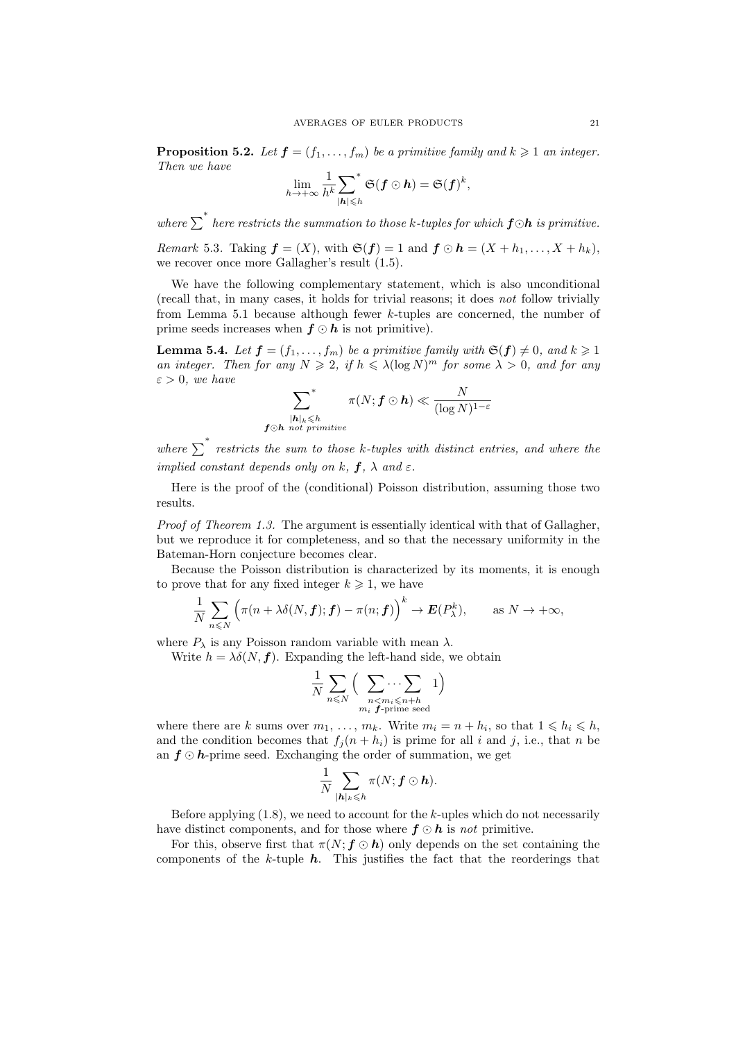**Proposition 5.2.** *Let $\boldsymbol{f} = (f_1, \ldots, f_m)$ be a primitive family and $k \geqslant 1$ an integer. Then we have*

$$\lim_{h \to +\infty} \frac{1}{h^k} \sum_{|\boldsymbol{h}| \leqslant h}^{*} \mathfrak{S}(\boldsymbol{f} \odot \boldsymbol{h}) = \mathfrak{S}(\boldsymbol{f})^k,$$

*where $\sum^{*}$ here restricts the summation to those $k$-tuples for which $\boldsymbol{f} \odot \boldsymbol{h}$ is primitive.*

*Remark* 5.3. Taking $\boldsymbol{f} = (X)$, with $\mathfrak{S}(\boldsymbol{f}) = 1$ and $\boldsymbol{f} \odot \boldsymbol{h} = (X + h_1, \ldots, X + h_k)$, we recover once more Gallagher's result (1.5).

We have the following complementary statement, which is also unconditional (recall that, in many cases, it holds for trivial reasons; it does *not* follow trivially from Lemma 5.1 because although fewer $k$-tuples are concerned, the number of prime seeds increases when $\boldsymbol{f} \odot \boldsymbol{h}$ is not primitive).

**Lemma 5.4.** *Let $\boldsymbol{f} = (f_1, \ldots, f_m)$ be a primitive family with $\mathfrak{S}(\boldsymbol{f}) \neq 0$, and $k \geqslant 1$ an integer. Then for any $N \geqslant 2$, if $h \leqslant \lambda (\log N)^m$ for some $\lambda > 0$, and for any $\varepsilon > 0$, we have*

$$\sum_{\substack{|\boldsymbol{h}|_k \leqslant h \\ \boldsymbol{f} \odot \boldsymbol{h} \text{ not primitive}}}^{*} \pi(N; \boldsymbol{f} \odot \boldsymbol{h}) \ll \frac{N}{(\log N)^{1-\varepsilon}}$$

*where $\sum^{*}$ restricts the sum to those $k$-tuples with distinct entries, and where the implied constant depends only on $k$, $\boldsymbol{f}$, $\lambda$ and $\varepsilon$.*

Here is the proof of the (conditional) Poisson distribution, assuming those two results.

*Proof of Theorem 1.3.* The argument is essentially identical with that of Gallagher, but we reproduce it for completeness, and so that the necessary uniformity in the Bateman-Horn conjecture becomes clear.

Because the Poisson distribution is characterized by its moments, it is enough to prove that for any fixed integer $k \geqslant 1$, we have

$$\frac{1}{N} \sum_{n \leqslant N} \Bigl( \pi(n + \lambda \delta(N, \boldsymbol{f}); \boldsymbol{f}) - \pi(n; \boldsymbol{f}) \Bigr)^k \to \boldsymbol{E}(P_\lambda^k), \qquad \text{as } N \to +\infty,$$

where $P_\lambda$ is any Poisson random variable with mean $\lambda$.

Write $h = \lambda \delta(N, \boldsymbol{f})$. Expanding the left-hand side, we obtain

$$\frac{1}{N} \sum_{n \leqslant N} \Bigl( \sum_{\substack{n < m_i \leqslant n+h \\ m_i \ \boldsymbol{f}\text{-prime seed}}} \cdots \sum 1 \Bigr)$$

where there are $k$ sums over $m_1, \ldots, m_k$. Write $m_i = n + h_i$, so that $1 \leqslant h_i \leqslant h$, and the condition becomes that $f_j(n + h_i)$ is prime for all $i$ and $j$, i.e., that $n$ be an $\boldsymbol{f} \odot \boldsymbol{h}$-prime seed. Exchanging the order of summation, we get

$$\frac{1}{N} \sum_{|\boldsymbol{h}|_k \leqslant h} \pi(N; \boldsymbol{f} \odot \boldsymbol{h}).$$

Before applying (1.8), we need to account for the $k$-uples which do not necessarily have distinct components, and for those where $\boldsymbol{f} \odot \boldsymbol{h}$ is *not* primitive.

For this, observe first that $\pi(N; \boldsymbol{f} \odot \boldsymbol{h})$ only depends on the set containing the components of the $k$-tuple $\boldsymbol{h}$. This justifies the fact that the reorderings that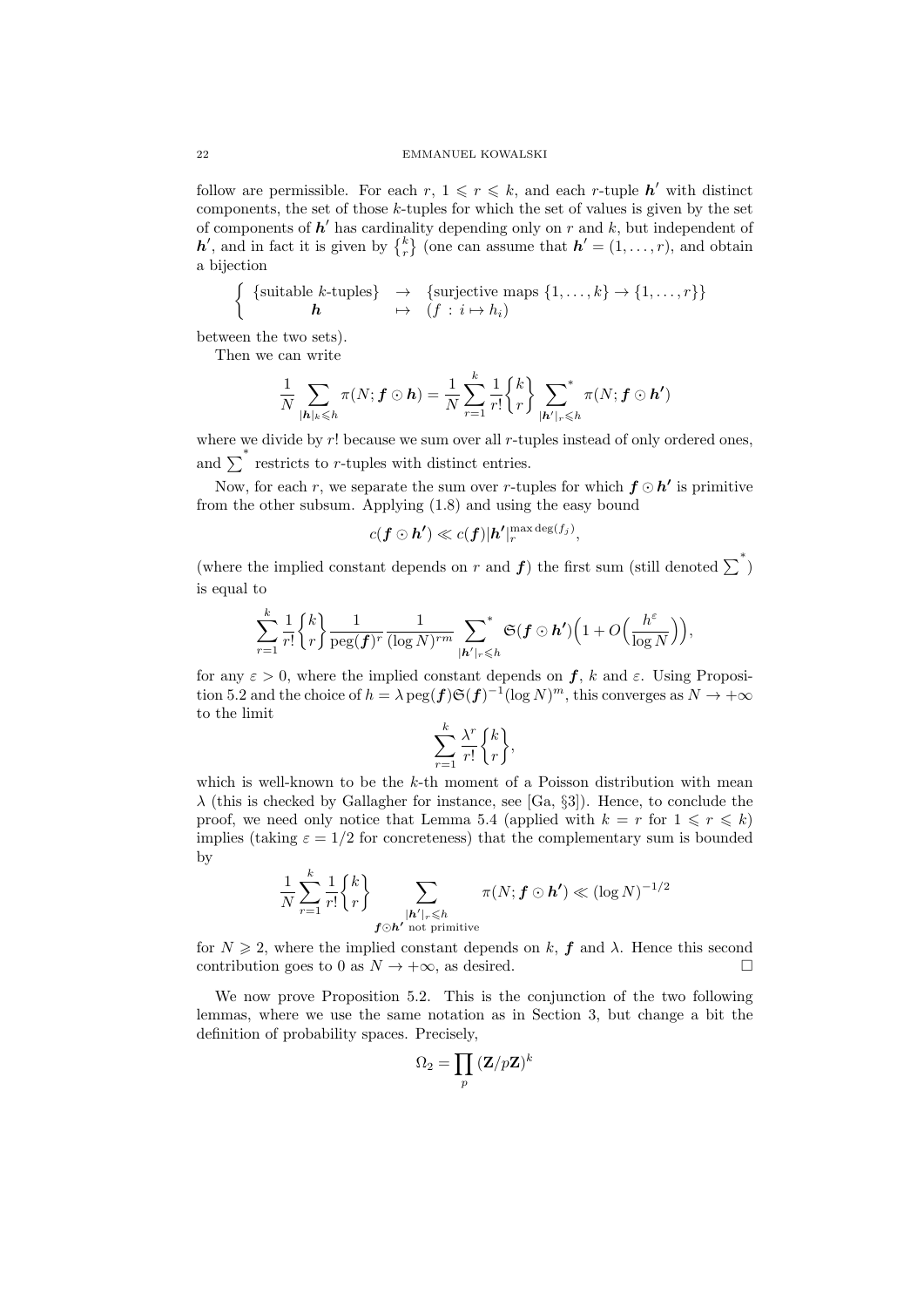follow are permissible. For each $r$, $1 \leqslant r \leqslant k$, and each $r$-tuple $\boldsymbol{h'}$ with distinct components, the set of those $k$-tuples for which the set of values is given by the set of components of $\boldsymbol{h'}$ has cardinality depending only on $r$ and $k$, but independent of $\boldsymbol{h'}$, and in fact it is given by $\left\{ {k \atop r} \right\}$ (one can assume that $\boldsymbol{h'} = (1, \ldots, r)$, and obtain a bijection

$$\begin{cases} \{\text{suitable } k\text{-tuples}\} & \rightarrow \quad \{\text{surjective maps } \{1, \ldots, k\} \rightarrow \{1, \ldots, r\}\} \\ \qquad \boldsymbol{h} & \mapsto \quad (f \,:\, i \mapsto h_i) \end{cases}$$

between the two sets).

Then we can write

$$\frac{1}{N} \sum_{|\boldsymbol{h}|_k \leqslant h} \pi(N; \boldsymbol{f} \odot \boldsymbol{h}) = \frac{1}{N} \sum_{r=1}^{k} \frac{1}{r!} \left\{ {k \atop r} \right\} \sideset{}{^*}\sum_{|\boldsymbol{h'}|_r \leqslant h} \pi(N; \boldsymbol{f} \odot \boldsymbol{h'})$$

where we divide by $r!$ because we sum over all $r$-tuples instead of only ordered ones, and $\sum^*$ restricts to $r$-tuples with distinct entries.

Now, for each $r$, we separate the sum over $r$-tuples for which $\boldsymbol{f} \odot \boldsymbol{h'}$ is primitive from the other subsum. Applying (1.8) and using the easy bound

$$c(\boldsymbol{f} \odot \boldsymbol{h'}) \ll c(\boldsymbol{f}) |\boldsymbol{h'}|_r^{\max \deg(f_j)},$$

(where the implied constant depends on $r$ and $\boldsymbol{f}$) the first sum (still denoted $\sum^*$) is equal to

$$\sum_{r=1}^{k} \frac{1}{r!} \left\{ {k \atop r} \right\} \frac{1}{\operatorname{peg}(\boldsymbol{f})^r} \frac{1}{(\log N)^{rm}} \sideset{}{^*}\sum_{|\boldsymbol{h'}|_r \leqslant h} \mathfrak{S}(\boldsymbol{f} \odot \boldsymbol{h'}) \Bigl(1 + O\Bigl(\frac{h^{\varepsilon}}{\log N}\Bigr)\Bigr),$$

for any $\varepsilon > 0$, where the implied constant depends on $\boldsymbol{f}$, $k$ and $\varepsilon$. Using Proposition 5.2 and the choice of $h = \lambda \operatorname{peg}(\boldsymbol{f}) \mathfrak{S}(\boldsymbol{f})^{-1} (\log N)^m$, this converges as $N \to +\infty$ to the limit

$$\sum_{r=1}^{k} \frac{\lambda^r}{r!} \left\{ {k \atop r} \right\},$$

which is well-known to be the $k$-th moment of a Poisson distribution with mean $\lambda$ (this is checked by Gallagher for instance, see [Ga, §3]). Hence, to conclude the proof, we need only notice that Lemma 5.4 (applied with $k = r$ for $1 \leqslant r \leqslant k$) implies (taking $\varepsilon = 1/2$ for concreteness) that the complementary sum is bounded by

$$\frac{1}{N} \sum_{r=1}^{k} \frac{1}{r!} \left\{ {k \atop r} \right\} \sum_{\substack{|\boldsymbol{h'}|_r \leqslant h \\ \boldsymbol{f} \odot \boldsymbol{h'} \text{ not primitive}}} \pi(N; \boldsymbol{f} \odot \boldsymbol{h'}) \ll (\log N)^{-1/2}$$

for $N \geqslant 2$, where the implied constant depends on $k$, $\boldsymbol{f}$ and $\lambda$. Hence this second contribution goes to 0 as $N \to +\infty$, as desired. $\square$

We now prove Proposition 5.2. This is the conjunction of the two following lemmas, where we use the same notation as in Section 3, but change a bit the definition of probability spaces. Precisely,

$$\Omega_2 = \prod_p (\mathbf{Z}/p\mathbf{Z})^k$$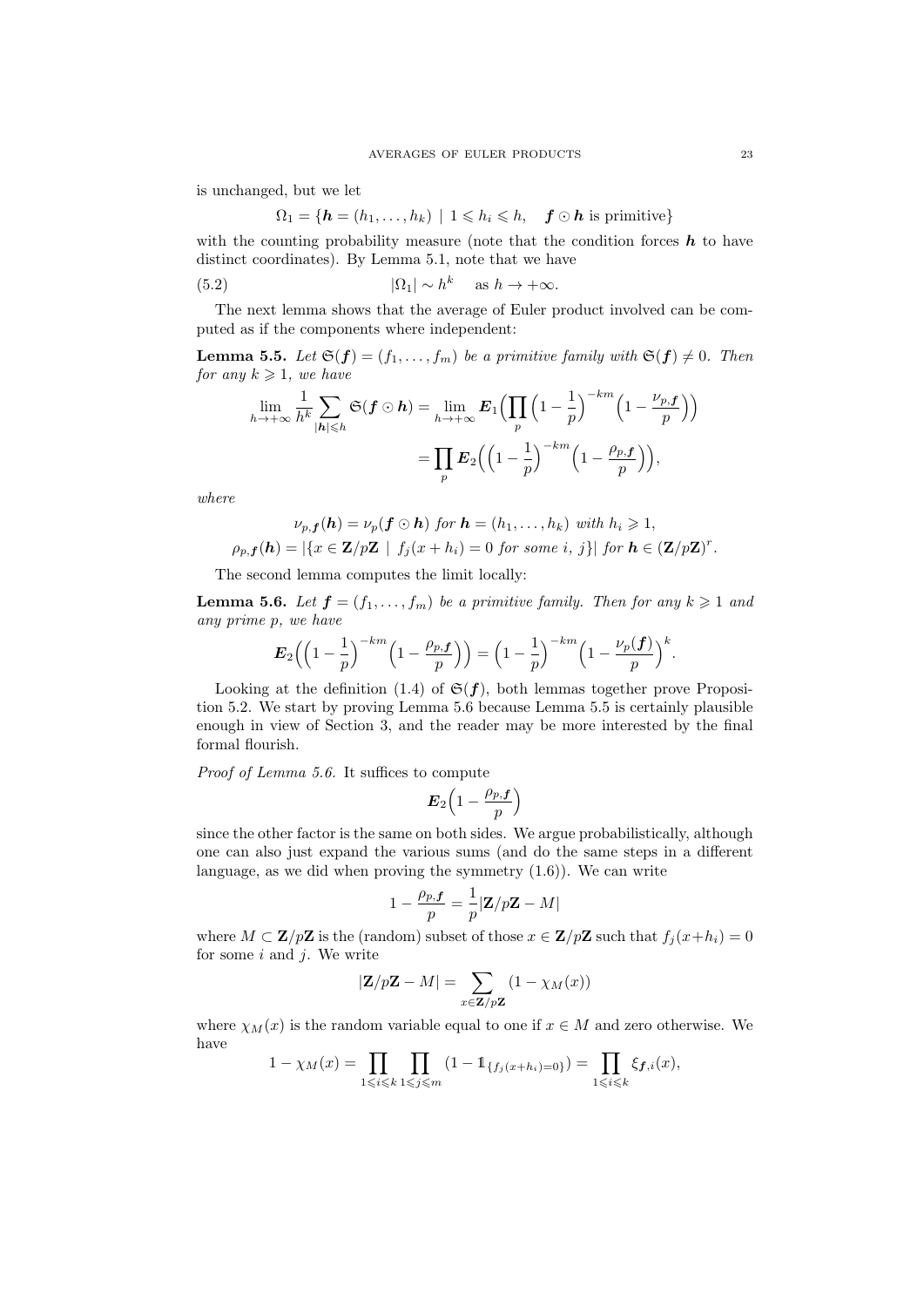is unchanged, but we let

$$\Omega_1 = \{\boldsymbol{h} = (h_1, \ldots, h_k) \mid 1 \leqslant h_i \leqslant h, \quad \boldsymbol{f} \odot \boldsymbol{h} \text{ is primitive}\}$$

with the counting probability measure (note that the condition forces $\boldsymbol{h}$ to have distinct coordinates). By Lemma 5.1, note that we have

$$|\Omega_1| \sim h^k \quad \text{as } h \to +\infty. \tag{5.2}$$

The next lemma shows that the average of Euler product involved can be computed as if the components where independent:

**Lemma 5.5.** *Let $\mathfrak{S}(\boldsymbol{f}) = (f_1, \ldots, f_m)$ be a primitive family with $\mathfrak{S}(\boldsymbol{f}) \neq 0$. Then for any $k \geqslant 1$, we have*

$$\lim_{h \to +\infty} \frac{1}{h^k} \sum_{|\boldsymbol{h}| \leqslant h} \mathfrak{S}(\boldsymbol{f} \odot \boldsymbol{h}) = \lim_{h \to +\infty} \boldsymbol{E}_1\Big( \prod_p \Big(1 - \frac{1}{p}\Big)^{-km} \Big(1 - \frac{\nu_{p,\boldsymbol{f}}}{p}\Big)\Big)$$
$$= \prod_p \boldsymbol{E}_2\Big(\Big(1 - \frac{1}{p}\Big)^{-km} \Big(1 - \frac{\rho_{p,\boldsymbol{f}}}{p}\Big)\Big),$$

*where*

$$\nu_{p,\boldsymbol{f}}(\boldsymbol{h}) = \nu_p(\boldsymbol{f} \odot \boldsymbol{h}) \text{ for } \boldsymbol{h} = (h_1, \ldots, h_k) \text{ with } h_i \geqslant 1,$$
$$\rho_{p,\boldsymbol{f}}(\boldsymbol{h}) = |\{x \in \mathbf{Z}/p\mathbf{Z} \mid f_j(x + h_i) = 0 \text{ for some } i,\ j\}| \text{ for } \boldsymbol{h} \in (\mathbf{Z}/p\mathbf{Z})^r.$$

The second lemma computes the limit locally:

**Lemma 5.6.** *Let $\boldsymbol{f} = (f_1, \ldots, f_m)$ be a primitive family. Then for any $k \geqslant 1$ and any prime $p$, we have*

$$\boldsymbol{E}_2\Big(\Big(1 - \frac{1}{p}\Big)^{-km} \Big(1 - \frac{\rho_{p,\boldsymbol{f}}}{p}\Big)\Big) = \Big(1 - \frac{1}{p}\Big)^{-km} \Big(1 - \frac{\nu_p(\boldsymbol{f})}{p}\Big)^k.$$

Looking at the definition (1.4) of $\mathfrak{S}(\boldsymbol{f})$, both lemmas together prove Proposition 5.2. We start by proving Lemma 5.6 because Lemma 5.5 is certainly plausible enough in view of Section 3, and the reader may be more interested by the final formal flourish.

*Proof of Lemma 5.6.* It suffices to compute

$$\boldsymbol{E}_2\Big(1 - \frac{\rho_{p,\boldsymbol{f}}}{p}\Big)$$

since the other factor is the same on both sides. We argue probabilistically, although one can also just expand the various sums (and do the same steps in a different language, as we did when proving the symmetry (1.6)). We can write

$$1 - \frac{\rho_{p,\boldsymbol{f}}}{p} = \frac{1}{p}|\mathbf{Z}/p\mathbf{Z} - M|$$

where $M \subset \mathbf{Z}/p\mathbf{Z}$ is the (random) subset of those $x \in \mathbf{Z}/p\mathbf{Z}$ such that $f_j(x+h_i) = 0$ for some $i$ and $j$. We write

$$|\mathbf{Z}/p\mathbf{Z} - M| = \sum_{x \in \mathbf{Z}/p\mathbf{Z}} (1 - \chi_M(x))$$

where $\chi_M(x)$ is the random variable equal to one if $x \in M$ and zero otherwise. We have

$$1 - \chi_M(x) = \prod_{1 \leqslant i \leqslant k} \prod_{1 \leqslant j \leqslant m} (1 - \mathbb{1}_{\{f_j(x+h_i)=0\}}) = \prod_{1 \leqslant i \leqslant k} \xi_{\boldsymbol{f},i}(x),$$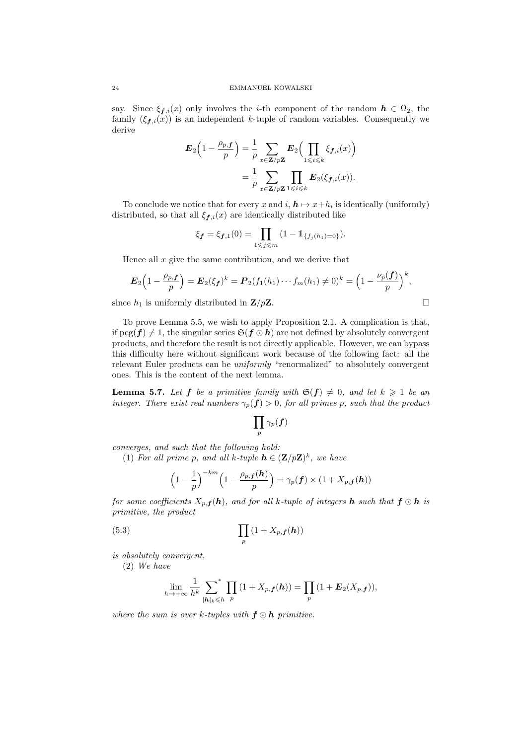say. Since $\xi_{\boldsymbol{f},i}(x)$ only involves the $i$-th component of the random $\boldsymbol{h} \in \Omega_2$, the family $(\xi_{\boldsymbol{f},i}(x))$ is an independent $k$-tuple of random variables. Consequently we derive

$$\boldsymbol{E}_2\Bigl(1 - \frac{\rho_{p,\boldsymbol{f}}}{p}\Bigr) = \frac{1}{p} \sum_{x \in \mathbf{Z}/p\mathbf{Z}} \boldsymbol{E}_2\Bigl(\prod_{1 \leqslant i \leqslant k} \xi_{\boldsymbol{f},i}(x)\Bigr)$$
$$= \frac{1}{p} \sum_{x \in \mathbf{Z}/p\mathbf{Z}} \prod_{1 \leqslant i \leqslant k} \boldsymbol{E}_2(\xi_{\boldsymbol{f},i}(x)).$$

To conclude we notice that for every $x$ and $i$, $\boldsymbol{h} \mapsto x + h_i$ is identically (uniformly) distributed, so that all $\xi_{\boldsymbol{f},i}(x)$ are identically distributed like

$$\xi_{\boldsymbol{f}} = \xi_{\boldsymbol{f},1}(0) = \prod_{1 \leqslant j \leqslant m} (1 - \mathbb{1}_{\{f_j(h_1) = 0\}}).$$

Hence all $x$ give the same contribution, and we derive that

$$\boldsymbol{E}_2\Bigl(1 - \frac{\rho_{p,\boldsymbol{f}}}{p}\Bigr) = \boldsymbol{E}_2(\xi_{\boldsymbol{f}})^k = \boldsymbol{P}_2(f_1(h_1) \cdots f_m(h_1) \neq 0)^k = \Bigl(1 - \frac{\nu_p(\boldsymbol{f})}{p}\Bigr)^k,$$

since $h_1$ is uniformly distributed in $\mathbf{Z}/p\mathbf{Z}$. □

To prove Lemma 5.5, we wish to apply Proposition 2.1. A complication is that, if $\mathrm{peg}(\boldsymbol{f}) \neq 1$, the singular series $\mathfrak{S}(\boldsymbol{f} \odot \boldsymbol{h})$ are not defined by absolutely convergent products, and therefore the result is not directly applicable. However, we can bypass this difficulty here without significant work because of the following fact: all the relevant Euler products can be *uniformly* "renormalized" to absolutely convergent ones. This is the content of the next lemma.

**Lemma 5.7.** *Let $\boldsymbol{f}$ be a primitive family with $\mathfrak{S}(\boldsymbol{f}) \neq 0$, and let $k \geqslant 1$ be an integer. There exist real numbers $\gamma_p(\boldsymbol{f}) > 0$, for all primes $p$, such that the product*

$$\prod_p \gamma_p(\boldsymbol{f})$$

*converges, and such that the following hold:*

(1) *For all prime $p$, and all $k$-tuple $\boldsymbol{h} \in (\mathbf{Z}/p\mathbf{Z})^k$, we have*

$$\Bigl(1 - \frac{1}{p}\Bigr)^{-km} \Bigl(1 - \frac{\rho_{p,\boldsymbol{f}}(\boldsymbol{h})}{p}\Bigr) = \gamma_p(\boldsymbol{f}) \times (1 + X_{p,\boldsymbol{f}}(\boldsymbol{h}))$$

*for some coefficients $X_{p,\boldsymbol{f}}(\boldsymbol{h})$, and for all $k$-tuple of integers $\boldsymbol{h}$ such that $\boldsymbol{f} \odot \boldsymbol{h}$ is primitive, the product*

$$\prod_p (1 + X_{p,\boldsymbol{f}}(\boldsymbol{h})) \tag{5.3}$$

*is absolutely convergent.*

(2) *We have*

$$\lim_{h \to +\infty} \frac{1}{h^k} \sum_{|\boldsymbol{h}|_k \leqslant h}^{*} \prod_p (1 + X_{p,\boldsymbol{f}}(\boldsymbol{h})) = \prod_p (1 + \boldsymbol{E}_2(X_{p,\boldsymbol{f}})),$$

*where the sum is over $k$-tuples with $\boldsymbol{f} \odot \boldsymbol{h}$ primitive.*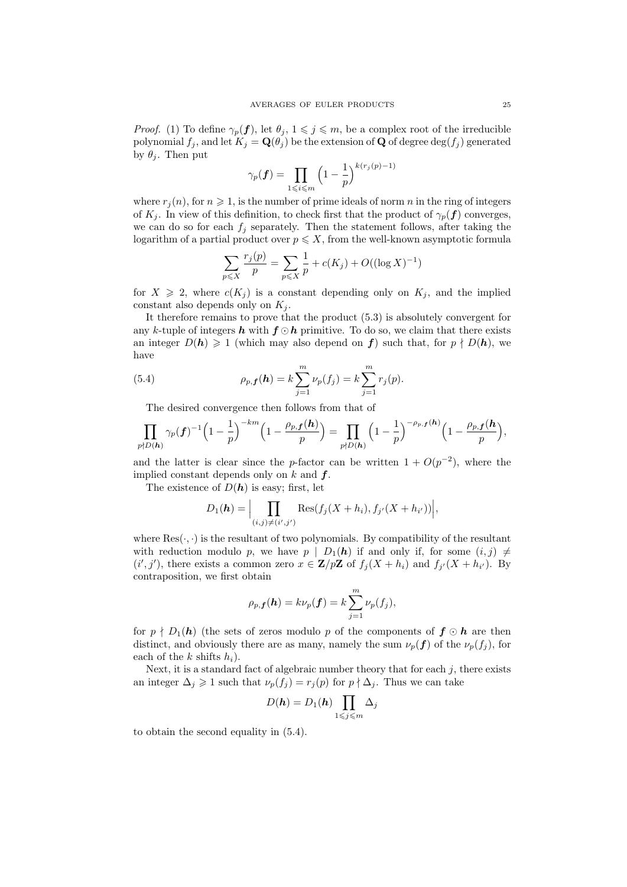*Proof.* (1) To define $\gamma_p(\boldsymbol{f})$, let $\theta_j$, $1 \leqslant j \leqslant m$, be a complex root of the irreducible polynomial $f_j$, and let $K_j = \mathbf{Q}(\theta_j)$ be the extension of $\mathbf{Q}$ of degree $\deg(f_j)$ generated by $\theta_j$. Then put

$$\gamma_p(\boldsymbol{f}) = \prod_{1 \leqslant i \leqslant m} \Big(1 - \frac{1}{p}\Big)^{k(r_j(p)-1)}$$

where $r_j(n)$, for $n \geqslant 1$, is the number of prime ideals of norm $n$ in the ring of integers of $K_j$. In view of this definition, to check first that the product of $\gamma_p(\boldsymbol{f})$ converges, we can do so for each $f_j$ separately. Then the statement follows, after taking the logarithm of a partial product over $p \leqslant X$, from the well-known asymptotic formula

$$\sum_{p \leqslant X} \frac{r_j(p)}{p} = \sum_{p \leqslant X} \frac{1}{p} + c(K_j) + O((\log X)^{-1})$$

for $X \geqslant 2$, where $c(K_j)$ is a constant depending only on $K_j$, and the implied constant also depends only on $K_j$.

It therefore remains to prove that the product (5.3) is absolutely convergent for any $k$-tuple of integers $\boldsymbol{h}$ with $\boldsymbol{f} \odot \boldsymbol{h}$ primitive. To do so, we claim that there exists an integer $D(\boldsymbol{h}) \geqslant 1$ (which may also depend on $\boldsymbol{f}$) such that, for $p \nmid D(\boldsymbol{h})$, we have

$$\rho_{p,\boldsymbol{f}}(\boldsymbol{h}) = k \sum_{j=1}^{m} \nu_p(f_j) = k \sum_{j=1}^{m} r_j(p). \tag{5.4}$$

The desired convergence then follows from that of

$$\prod_{p \nmid D(\boldsymbol{h})} \gamma_p(\boldsymbol{f})^{-1} \Big(1 - \frac{1}{p}\Big)^{-km} \Big(1 - \frac{\rho_{p,\boldsymbol{f}}(\boldsymbol{h})}{p}\Big) = \prod_{p \nmid D(\boldsymbol{h})} \Big(1 - \frac{1}{p}\Big)^{-\rho_{p,\boldsymbol{f}}(\boldsymbol{h})} \Big(1 - \frac{\rho_{p,\boldsymbol{f}}(\boldsymbol{h})}{p}\Big),$$

and the latter is clear since the $p$-factor can be written $1 + O(p^{-2})$, where the implied constant depends only on $k$ and $\boldsymbol{f}$.

The existence of $D(\boldsymbol{h})$ is easy; first, let

$$D_1(\boldsymbol{h}) = \Big| \prod_{(i,j) \neq (i',j')} \mathrm{Res}(f_j(X + h_i), f_{j'}(X + h_{i'})) \Big|,$$

where $\mathrm{Res}(\cdot, \cdot)$ is the resultant of two polynomials. By compatibility of the resultant with reduction modulo $p$, we have $p \mid D_1(\boldsymbol{h})$ if and only if, for some $(i,j) \neq (i',j')$, there exists a common zero $x \in \mathbf{Z}/p\mathbf{Z}$ of $f_j(X + h_i)$ and $f_{j'}(X + h_{i'})$. By contraposition, we first obtain

$$\rho_{p,\boldsymbol{f}}(\boldsymbol{h}) = k\nu_p(\boldsymbol{f}) = k \sum_{j=1}^{m} \nu_p(f_j),$$

for $p \nmid D_1(\boldsymbol{h})$ (the sets of zeros modulo $p$ of the components of $\boldsymbol{f} \odot \boldsymbol{h}$ are then distinct, and obviously there are as many, namely the sum $\nu_p(\boldsymbol{f})$ of the $\nu_p(f_j)$, for each of the $k$ shifts $h_i$).

Next, it is a standard fact of algebraic number theory that for each $j$, there exists an integer $\Delta_j \geqslant 1$ such that $\nu_p(f_j) = r_j(p)$ for $p \nmid \Delta_j$. Thus we can take

$$D(\boldsymbol{h}) = D_1(\boldsymbol{h}) \prod_{1 \leqslant j \leqslant m} \Delta_j$$

to obtain the second equality in (5.4).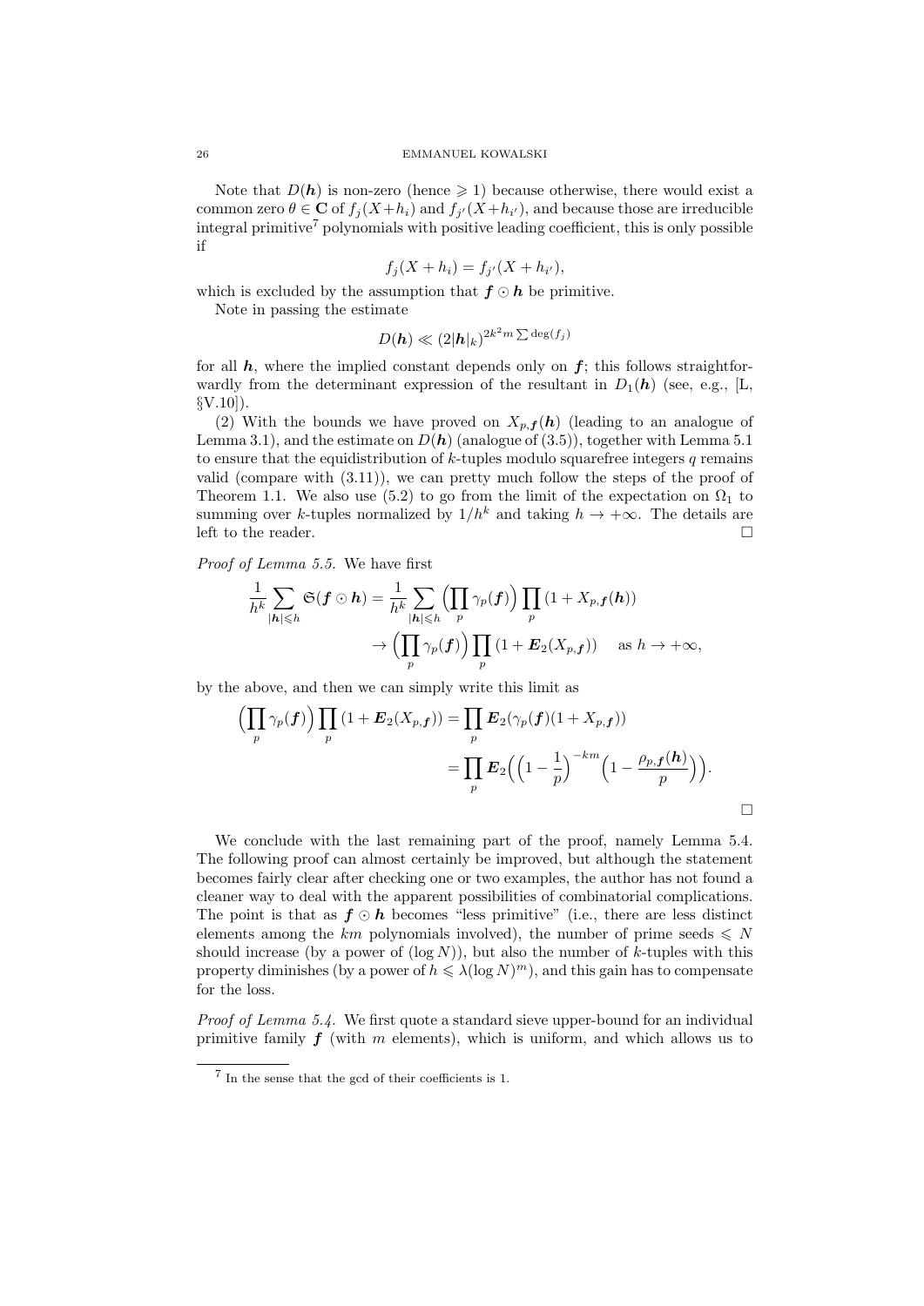Note that $D(\boldsymbol{h})$ is non-zero (hence $\geqslant 1$) because otherwise, there would exist a common zero $\theta \in \mathbf{C}$ of $f_j(X+h_i)$ and $f_{j'}(X+h_{i'})$, and because those are irreducible integral primitive[7] polynomials with positive leading coefficient, this is only possible if

$$f_j(X+h_i) = f_{j'}(X+h_{i'}),$$

which is excluded by the assumption that $\boldsymbol{f} \odot \boldsymbol{h}$ be primitive.

Note in passing the estimate

$$D(\boldsymbol{h}) \ll (2|\boldsymbol{h}|_k)^{2k^2 m \sum \deg(f_j)}$$

for all $\boldsymbol{h}$, where the implied constant depends only on $\boldsymbol{f}$; this follows straightforwardly from the determinant expression of the resultant in $D_1(\boldsymbol{h})$ (see, e.g., [L, §V.10]).

(2) With the bounds we have proved on $X_{p,\boldsymbol{f}}(\boldsymbol{h})$ (leading to an analogue of Lemma 3.1), and the estimate on $D(\boldsymbol{h})$ (analogue of (3.5)), together with Lemma 5.1 to ensure that the equidistribution of $k$-tuples modulo squarefree integers $q$ remains valid (compare with (3.11)), we can pretty much follow the steps of the proof of Theorem 1.1. We also use (5.2) to go from the limit of the expectation on $\Omega_1$ to summing over $k$-tuples normalized by $1/h^k$ and taking $h \to +\infty$. The details are left to the reader. □

*Proof of Lemma 5.5.* We have first

$$\begin{aligned}
\frac{1}{h^k} \sum_{|\boldsymbol{h}| \leqslant h} \mathfrak{S}(\boldsymbol{f} \odot \boldsymbol{h}) &= \frac{1}{h^k} \sum_{|\boldsymbol{h}| \leqslant h} \Bigl(\prod_p \gamma_p(\boldsymbol{f})\Bigr) \prod_p (1 + X_{p,\boldsymbol{f}}(\boldsymbol{h})) \\
&\to \Bigl(\prod_p \gamma_p(\boldsymbol{f})\Bigr) \prod_p (1 + \boldsymbol{E}_2(X_{p,\boldsymbol{f}})) \quad \text{ as } h \to +\infty,
\end{aligned}$$

by the above, and then we can simply write this limit as

$$\begin{aligned}
\Bigl(\prod_p \gamma_p(\boldsymbol{f})\Bigr) \prod_p (1 + \boldsymbol{E}_2(X_{p,\boldsymbol{f}})) &= \prod_p \boldsymbol{E}_2(\gamma_p(\boldsymbol{f})(1 + X_{p,\boldsymbol{f}})) \\
&= \prod_p \boldsymbol{E}_2\Bigl(\Bigl(1 - \frac{1}{p}\Bigr)^{-km} \Bigl(1 - \frac{\rho_{p,\boldsymbol{f}}(\boldsymbol{h})}{p}\Bigr)\Bigr).
\end{aligned}$$

□

We conclude with the last remaining part of the proof, namely Lemma 5.4. The following proof can almost certainly be improved, but although the statement becomes fairly clear after checking one or two examples, the author has not found a cleaner way to deal with the apparent possibilities of combinatorial complications. The point is that as $\boldsymbol{f} \odot \boldsymbol{h}$ becomes "less primitive" (i.e., there are less distinct elements among the $km$ polynomials involved), the number of prime seeds $\leqslant N$ should increase (by a power of $(\log N)$), but also the number of $k$-tuples with this property diminishes (by a power of $h \leqslant \lambda(\log N)^m$), and this gain has to compensate for the loss.

*Proof of Lemma 5.4.* We first quote a standard sieve upper-bound for an individual primitive family $\boldsymbol{f}$ (with $m$ elements), which is uniform, and which allows us to

[7] In the sense that the gcd of their coefficients is 1.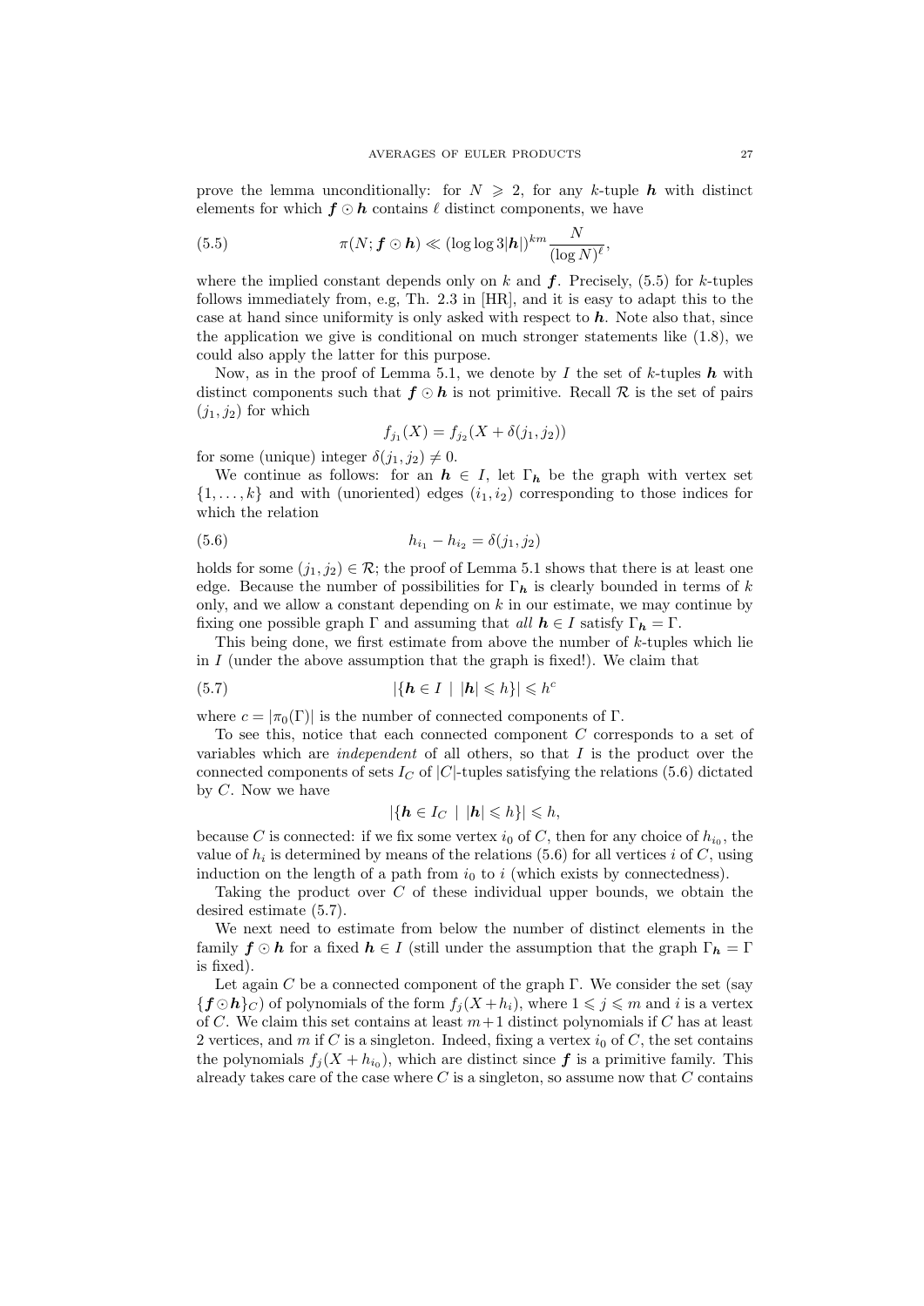prove the lemma unconditionally: for $N \geqslant 2$, for any $k$-tuple $\boldsymbol{h}$ with distinct elements for which $\boldsymbol{f} \odot \boldsymbol{h}$ contains $\ell$ distinct components, we have

$$\pi(N; \boldsymbol{f} \odot \boldsymbol{h}) \ll (\log \log 3|\boldsymbol{h}|)^{km} \frac{N}{(\log N)^{\ell}}, \tag{5.5}$$

where the implied constant depends only on $k$ and $\boldsymbol{f}$. Precisely, (5.5) for $k$-tuples follows immediately from, e.g, Th. 2.3 in [HR], and it is easy to adapt this to the case at hand since uniformity is only asked with respect to $\boldsymbol{h}$. Note also that, since the application we give is conditional on much stronger statements like (1.8), we could also apply the latter for this purpose.

Now, as in the proof of Lemma 5.1, we denote by $I$ the set of $k$-tuples $\boldsymbol{h}$ with distinct components such that $\boldsymbol{f} \odot \boldsymbol{h}$ is not primitive. Recall $\mathcal{R}$ is the set of pairs $(j_1, j_2)$ for which

$$f_{j_1}(X) = f_{j_2}(X + \delta(j_1, j_2))$$

for some (unique) integer $\delta(j_1, j_2) \neq 0$.

We continue as follows: for an $\boldsymbol{h} \in I$, let $\Gamma_{\boldsymbol{h}}$ be the graph with vertex set $\{1, \ldots, k\}$ and with (unoriented) edges $(i_1, i_2)$ corresponding to those indices for which the relation

$$h_{i_1} - h_{i_2} = \delta(j_1, j_2) \tag{5.6}$$

holds for some $(j_1, j_2) \in \mathcal{R}$; the proof of Lemma 5.1 shows that there is at least one edge. Because the number of possibilities for $\Gamma_{\boldsymbol{h}}$ is clearly bounded in terms of $k$ only, and we allow a constant depending on $k$ in our estimate, we may continue by fixing one possible graph $\Gamma$ and assuming that *all* $\boldsymbol{h} \in I$ satisfy $\Gamma_{\boldsymbol{h}} = \Gamma$.

This being done, we first estimate from above the number of $k$-tuples which lie in $I$ (under the above assumption that the graph is fixed!). We claim that

$$|\{\boldsymbol{h} \in I \mid |\boldsymbol{h}| \leqslant h\}| \leqslant h^c \tag{5.7}$$

where $c = |\pi_0(\Gamma)|$ is the number of connected components of $\Gamma$.

To see this, notice that each connected component $C$ corresponds to a set of variables which are *independent* of all others, so that $I$ is the product over the connected components of sets $I_C$ of $|C|$-tuples satisfying the relations (5.6) dictated by $C$. Now we have

$$|\{\boldsymbol{h} \in I_C \mid |\boldsymbol{h}| \leqslant h\}| \leqslant h,$$

because $C$ is connected: if we fix some vertex $i_0$ of $C$, then for any choice of $h_{i_0}$, the value of $h_i$ is determined by means of the relations (5.6) for all vertices $i$ of $C$, using induction on the length of a path from $i_0$ to $i$ (which exists by connectedness).

Taking the product over $C$ of these individual upper bounds, we obtain the desired estimate (5.7).

We next need to estimate from below the number of distinct elements in the family $\boldsymbol{f} \odot \boldsymbol{h}$ for a fixed $\boldsymbol{h} \in I$ (still under the assumption that the graph $\Gamma_{\boldsymbol{h}} = \Gamma$ is fixed).

Let again $C$ be a connected component of the graph $\Gamma$. We consider the set (say $\{\boldsymbol{f} \odot \boldsymbol{h}\}_C$) of polynomials of the form $f_j(X + h_i)$, where $1 \leqslant j \leqslant m$ and $i$ is a vertex of $C$. We claim this set contains at least $m+1$ distinct polynomials if $C$ has at least 2 vertices, and $m$ if $C$ is a singleton. Indeed, fixing a vertex $i_0$ of $C$, the set contains the polynomials $f_j(X + h_{i_0})$, which are distinct since $\boldsymbol{f}$ is a primitive family. This already takes care of the case where $C$ is a singleton, so assume now that $C$ contains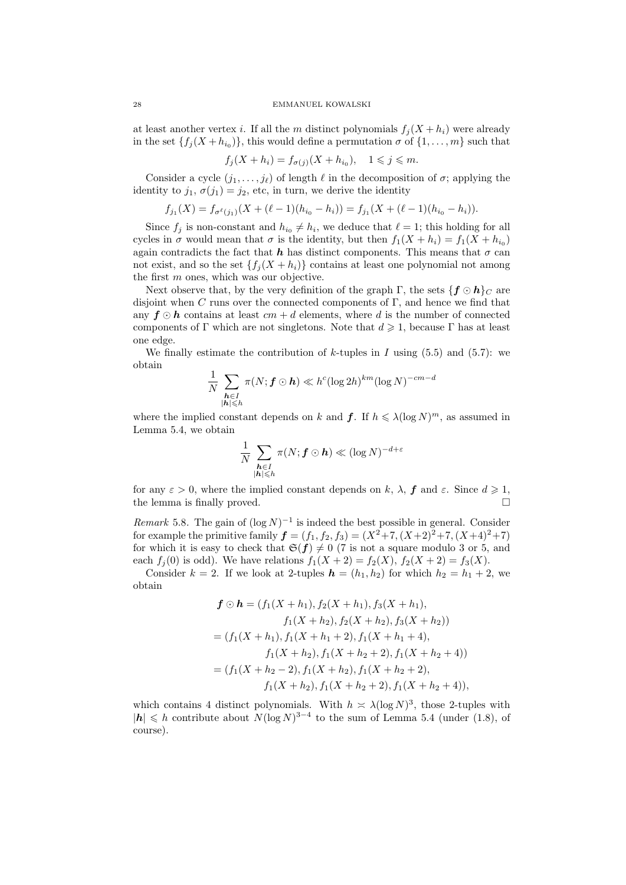at least another vertex $i$. If all the $m$ distinct polynomials $f_j(X+h_i)$ were already in the set $\{f_j(X+h_{i_0})\}$, this would define a permutation $\sigma$ of $\{1,\ldots,m\}$ such that

$$f_j(X+h_i) = f_{\sigma(j)}(X+h_{i_0}), \quad 1 \leqslant j \leqslant m.$$

Consider a cycle $(j_1,\ldots,j_\ell)$ of length $\ell$ in the decomposition of $\sigma$; applying the identity to $j_1$, $\sigma(j_1) = j_2$, etc, in turn, we derive the identity

$$f_{j_1}(X) = f_{\sigma^\ell(j_1)}(X+(\ell-1)(h_{i_0}-h_i)) = f_{j_1}(X+(\ell-1)(h_{i_0}-h_i)).$$

Since $f_j$ is non-constant and $h_{i_0} \neq h_i$, we deduce that $\ell = 1$; this holding for all cycles in $\sigma$ would mean that $\sigma$ is the identity, but then $f_1(X+h_i) = f_1(X+h_{i_0})$ again contradicts the fact that $\boldsymbol{h}$ has distinct components. This means that $\sigma$ can not exist, and so the set $\{f_j(X+h_i)\}$ contains at least one polynomial not among the first $m$ ones, which was our objective.

Next observe that, by the very definition of the graph $\Gamma$, the sets $\{\boldsymbol{f}\odot\boldsymbol{h}\}_C$ are disjoint when $C$ runs over the connected components of $\Gamma$, and hence we find that any $\boldsymbol{f}\odot\boldsymbol{h}$ contains at least $cm+d$ elements, where $d$ is the number of connected components of $\Gamma$ which are not singletons. Note that $d \geqslant 1$, because $\Gamma$ has at least one edge.

We finally estimate the contribution of $k$-tuples in $I$ using (5.5) and (5.7): we obtain

$$\frac{1}{N}\sum_{\substack{\boldsymbol{h}\in I\\ |\boldsymbol{h}|\leqslant h}} \pi(N;\boldsymbol{f}\odot\boldsymbol{h}) \ll h^c(\log 2h)^{km}(\log N)^{-cm-d}$$

where the implied constant depends on $k$ and $\boldsymbol{f}$. If $h \leqslant \lambda(\log N)^m$, as assumed in Lemma 5.4, we obtain

$$\frac{1}{N}\sum_{\substack{\boldsymbol{h}\in I\\ |\boldsymbol{h}|\leqslant h}} \pi(N;\boldsymbol{f}\odot\boldsymbol{h}) \ll (\log N)^{-d+\varepsilon}$$

for any $\varepsilon > 0$, where the implied constant depends on $k$, $\lambda$, $\boldsymbol{f}$ and $\varepsilon$. Since $d \geqslant 1$, the lemma is finally proved. $\square$

*Remark* 5.8. The gain of $(\log N)^{-1}$ is indeed the best possible in general. Consider for example the primitive family $\boldsymbol{f} = (f_1,f_2,f_3) = (X^2+7,(X+2)^2+7,(X+4)^2+7)$ for which it is easy to check that $\mathfrak{S}(\boldsymbol{f}) \neq 0$ (7 is not a square modulo 3 or 5, and each $f_j(0)$ is odd). We have relations $f_1(X+2) = f_2(X)$, $f_2(X+2) = f_3(X)$.

Consider $k=2$. If we look at 2-tuples $\boldsymbol{h} = (h_1,h_2)$ for which $h_2 = h_1+2$, we obtain

$$\begin{aligned}
\boldsymbol{f}\odot\boldsymbol{h} &= (f_1(X+h_1), f_2(X+h_1), f_3(X+h_1),\\
&\qquad f_1(X+h_2), f_2(X+h_2), f_3(X+h_2))\\
&= (f_1(X+h_1), f_1(X+h_1+2), f_1(X+h_1+4),\\
&\qquad f_1(X+h_2), f_1(X+h_2+2), f_1(X+h_2+4))\\
&= (f_1(X+h_2-2), f_1(X+h_2), f_1(X+h_2+2),\\
&\qquad f_1(X+h_2), f_1(X+h_2+2), f_1(X+h_2+4)),
\end{aligned}$$

which contains 4 distinct polynomials. With $h \asymp \lambda(\log N)^3$, those 2-tuples with $|\boldsymbol{h}| \leqslant h$ contribute about $N(\log N)^{3-4}$ to the sum of Lemma 5.4 (under (1.8), of course).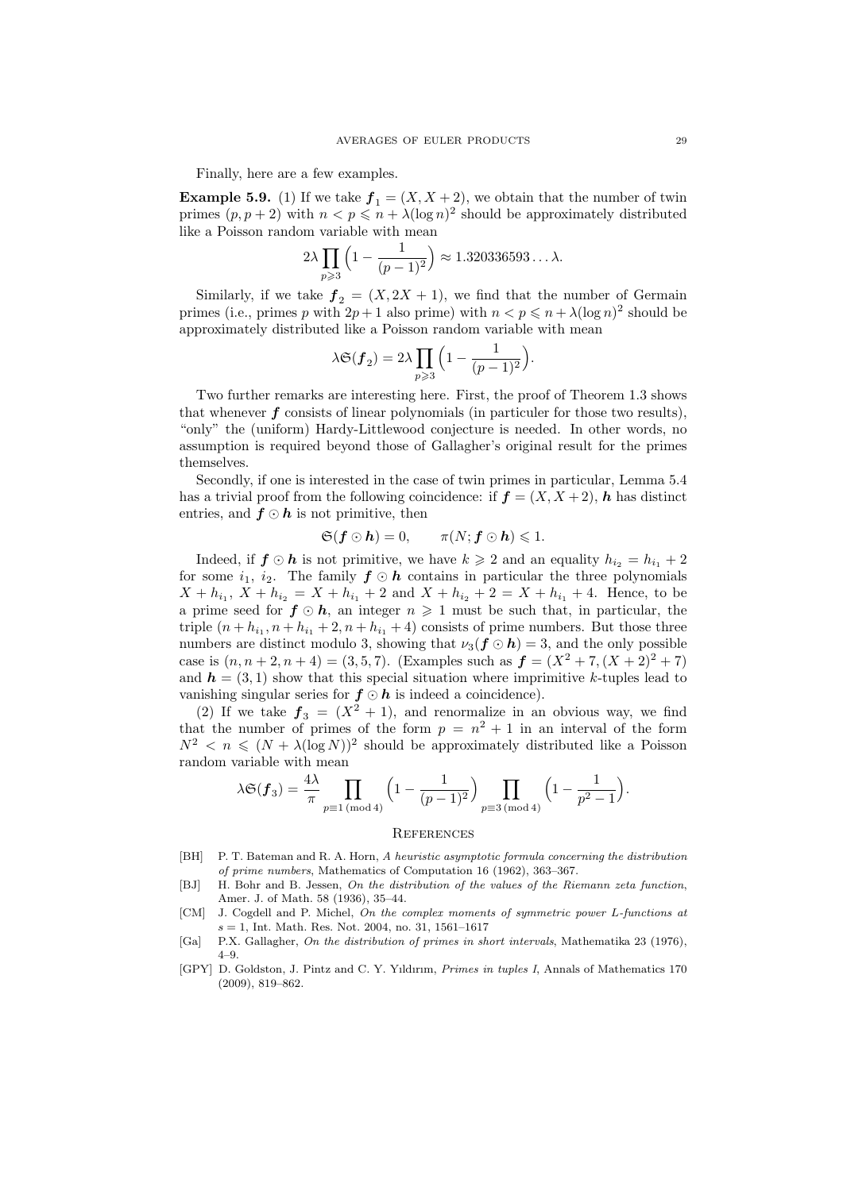Finally, here are a few examples.

**Example 5.9.** (1) If we take $\boldsymbol{f}_1 = (X, X+2)$, we obtain that the number of twin primes $(p, p+2)$ with $n < p \leqslant n + \lambda(\log n)^2$ should be approximately distributed like a Poisson random variable with mean

$$2\lambda \prod_{p \geqslant 3} \Big(1 - \frac{1}{(p-1)^2}\Big) \approx 1.320336593\ldots\lambda.$$

Similarly, if we take $\boldsymbol{f}_2 = (X, 2X+1)$, we find that the number of Germain primes (i.e., primes $p$ with $2p+1$ also prime) with $n < p \leqslant n + \lambda(\log n)^2$ should be approximately distributed like a Poisson random variable with mean

$$\lambda \mathfrak{S}(\boldsymbol{f}_2) = 2\lambda \prod_{p \geqslant 3} \Big(1 - \frac{1}{(p-1)^2}\Big).$$

Two further remarks are interesting here. First, the proof of Theorem 1.3 shows that whenever $\boldsymbol{f}$ consists of linear polynomials (in particuler for those two results), "only" the (uniform) Hardy-Littlewood conjecture is needed. In other words, no assumption is required beyond those of Gallagher's original result for the primes themselves.

Secondly, if one is interested in the case of twin primes in particular, Lemma 5.4 has a trivial proof from the following coincidence: if $\boldsymbol{f} = (X, X+2)$, $\boldsymbol{h}$ has distinct entries, and $\boldsymbol{f} \odot \boldsymbol{h}$ is not primitive, then

$$\mathfrak{S}(\boldsymbol{f} \odot \boldsymbol{h}) = 0, \qquad \pi(N; \boldsymbol{f} \odot \boldsymbol{h}) \leqslant 1.$$

Indeed, if $\boldsymbol{f} \odot \boldsymbol{h}$ is not primitive, we have $k \geqslant 2$ and an equality $h_{i_2} = h_{i_1} + 2$ for some $i_1$, $i_2$. The family $\boldsymbol{f} \odot \boldsymbol{h}$ contains in particular the three polynomials $X + h_{i_1}$, $X + h_{i_2} = X + h_{i_1} + 2$ and $X + h_{i_2} + 2 = X + h_{i_1} + 4$. Hence, to be a prime seed for $\boldsymbol{f} \odot \boldsymbol{h}$, an integer $n \geqslant 1$ must be such that, in particular, the triple $(n + h_{i_1}, n + h_{i_1} + 2, n + h_{i_1} + 4)$ consists of prime numbers. But those three numbers are distinct modulo 3, showing that $\nu_3(\boldsymbol{f} \odot \boldsymbol{h}) = 3$, and the only possible case is $(n, n+2, n+4) = (3, 5, 7)$. (Examples such as $\boldsymbol{f} = (X^2 + 7, (X+2)^2 + 7)$ and $\boldsymbol{h} = (3, 1)$ show that this special situation where imprimitive $k$-tuples lead to vanishing singular series for $\boldsymbol{f} \odot \boldsymbol{h}$ is indeed a coincidence).

(2) If we take $\boldsymbol{f}_3 = (X^2 + 1)$, and renormalize in an obvious way, we find that the number of primes of the form $p = n^2 + 1$ in an interval of the form $N^2 < n \leqslant (N + \lambda(\log N))^2$ should be approximately distributed like a Poisson random variable with mean

$$\lambda \mathfrak{S}(\boldsymbol{f}_3) = \frac{4\lambda}{\pi} \prod_{p \equiv 1 \, (\mathrm{mod}\, 4)} \Big(1 - \frac{1}{(p-1)^2}\Big) \prod_{p \equiv 3 \, (\mathrm{mod}\, 4)} \Big(1 - \frac{1}{p^2 - 1}\Big).$$

## References

[BH] P. T. Bateman and R. A. Horn, *A heuristic asymptotic formula concerning the distribution of prime numbers*, Mathematics of Computation 16 (1962), 363–367.

[BJ] H. Bohr and B. Jessen, *On the distribution of the values of the Riemann zeta function*, Amer. J. of Math. 58 (1936), 35–44.

[CM] J. Cogdell and P. Michel, *On the complex moments of symmetric power L-functions at s = 1*, Int. Math. Res. Not. 2004, no. 31, 1561–1617

[Ga] P.X. Gallagher, *On the distribution of primes in short intervals*, Mathematika 23 (1976), 4–9.

[GPY] D. Goldston, J. Pintz and C. Y. Yıldırım, *Primes in tuples I*, Annals of Mathematics 170 (2009), 819–862.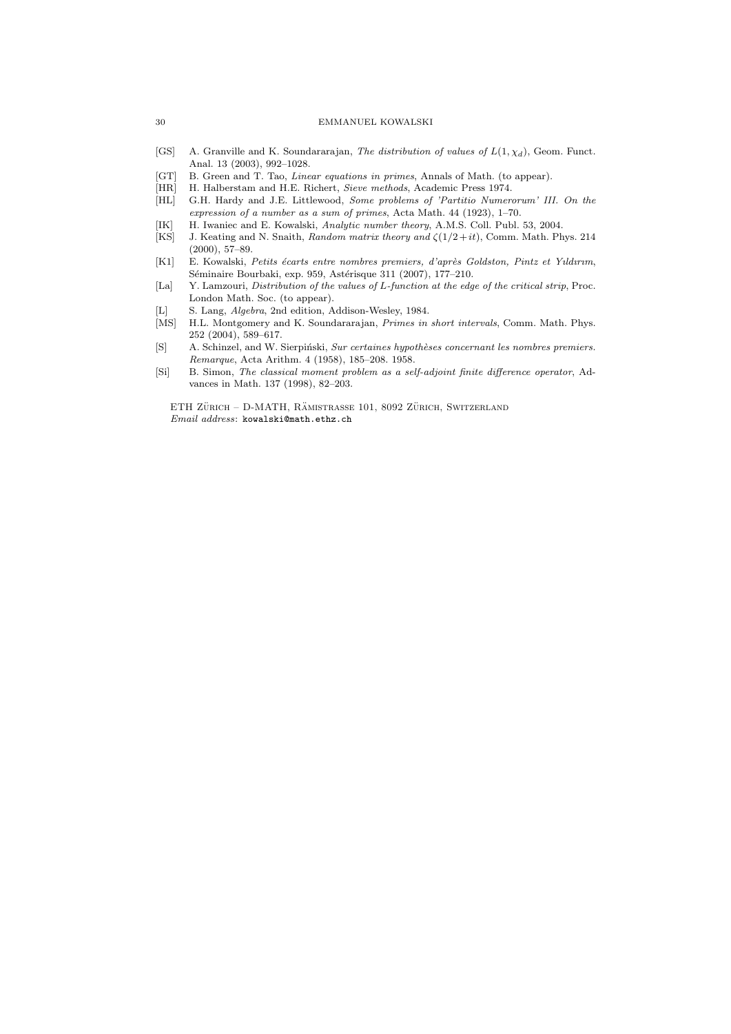- [GS] A. Granville and K. Soundararajan, *The distribution of values of $L(1,\chi_d)$*, Geom. Funct. Anal. 13 (2003), 992–1028.
- [GT] B. Green and T. Tao, *Linear equations in primes*, Annals of Math. (to appear).
- [HR] H. Halberstam and H.E. Richert, *Sieve methods*, Academic Press 1974.
- [HL] G.H. Hardy and J.E. Littlewood, *Some problems of 'Partitio Numerorum' III. On the expression of a number as a sum of primes*, Acta Math. 44 (1923), 1–70.
- [IK] H. Iwaniec and E. Kowalski, *Analytic number theory*, A.M.S. Coll. Publ. 53, 2004.
- [KS] J. Keating and N. Snaith, *Random matrix theory and $\zeta(1/2+it)$*, Comm. Math. Phys. 214 (2000), 57–89.
- [K1] E. Kowalski, *Petits écarts entre nombres premiers, d'après Goldston, Pintz et Yıldırım*, Séminaire Bourbaki, exp. 959, Astérisque 311 (2007), 177–210.
- [La] Y. Lamzouri, *Distribution of the values of L-function at the edge of the critical strip*, Proc. London Math. Soc. (to appear).
- [L] S. Lang, *Algebra*, 2nd edition, Addison-Wesley, 1984.
- [MS] H.L. Montgomery and K. Soundararajan, *Primes in short intervals*, Comm. Math. Phys. 252 (2004), 589–617.
- [S] A. Schinzel, and W. Sierpiński, *Sur certaines hypothèses concernant les nombres premiers. Remarque*, Acta Arithm. 4 (1958), 185–208. 1958.
- [Si] B. Simon, *The classical moment problem as a self-adjoint finite difference operator*, Advances in Math. 137 (1998), 82–203.

ETH Zürich – D-MATH, Rämistrasse 101, 8092 Zürich, Switzerland
*Email address*: kowalski@math.ethz.ch